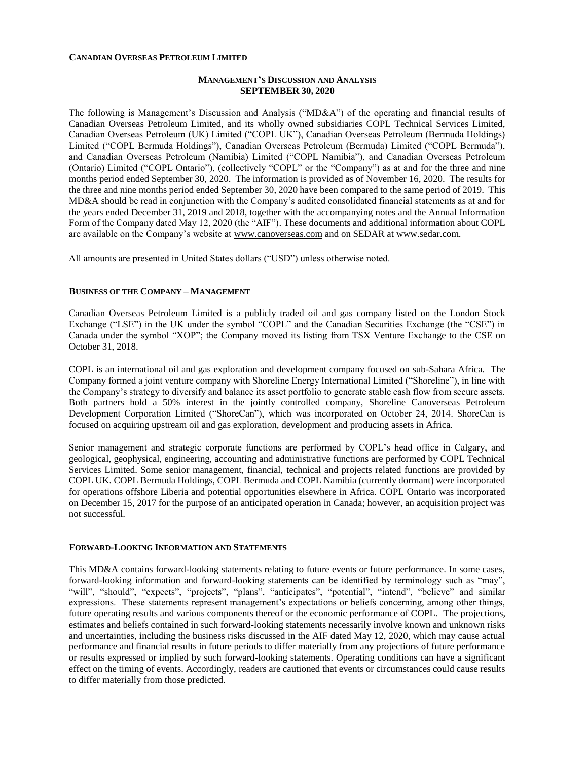**CANADIAN OVERSEAS PETROLEUM LIMITED**

**MANAGEMENT'S DISCUSSION AND ANALYSIS**
**SEPTEMBER 30, 2020**

The following is Management's Discussion and Analysis ("MD&A") of the operating and financial results of Canadian Overseas Petroleum Limited, and its wholly owned subsidiaries COPL Technical Services Limited, Canadian Overseas Petroleum (UK) Limited ("COPL UK"), Canadian Overseas Petroleum (Bermuda Holdings) Limited ("COPL Bermuda Holdings"), Canadian Overseas Petroleum (Bermuda) Limited ("COPL Bermuda"), and Canadian Overseas Petroleum (Namibia) Limited ("COPL Namibia"), and Canadian Overseas Petroleum (Ontario) Limited ("COPL Ontario"), (collectively "COPL" or the "Company") as at and for the three and nine months period ended September 30, 2020. The information is provided as of November 16, 2020. The results for the three and nine months period ended September 30, 2020 have been compared to the same period of 2019. This MD&A should be read in conjunction with the Company's audited consolidated financial statements as at and for the years ended December 31, 2019 and 2018, together with the accompanying notes and the Annual Information Form of the Company dated May 12, 2020 (the "AIF"). These documents and additional information about COPL are available on the Company's website at www.canoverseas.com and on SEDAR at www.sedar.com.

All amounts are presented in United States dollars ("USD") unless otherwise noted.

**BUSINESS OF THE COMPANY – MANAGEMENT**

Canadian Overseas Petroleum Limited is a publicly traded oil and gas company listed on the London Stock Exchange ("LSE") in the UK under the symbol "COPL" and the Canadian Securities Exchange (the "CSE") in Canada under the symbol "XOP"; the Company moved its listing from TSX Venture Exchange to the CSE on October 31, 2018.

COPL is an international oil and gas exploration and development company focused on sub-Sahara Africa. The Company formed a joint venture company with Shoreline Energy International Limited ("Shoreline"), in line with the Company's strategy to diversify and balance its asset portfolio to generate stable cash flow from secure assets. Both partners hold a 50% interest in the jointly controlled company, Shoreline Canoverseas Petroleum Development Corporation Limited ("ShoreCan"), which was incorporated on October 24, 2014. ShoreCan is focused on acquiring upstream oil and gas exploration, development and producing assets in Africa.

Senior management and strategic corporate functions are performed by COPL's head office in Calgary, and geological, geophysical, engineering, accounting and administrative functions are performed by COPL Technical Services Limited. Some senior management, financial, technical and projects related functions are provided by COPL UK. COPL Bermuda Holdings, COPL Bermuda and COPL Namibia (currently dormant) were incorporated for operations offshore Liberia and potential opportunities elsewhere in Africa. COPL Ontario was incorporated on December 15, 2017 for the purpose of an anticipated operation in Canada; however, an acquisition project was not successful.

**FORWARD-LOOKING INFORMATION AND STATEMENTS**

This MD&A contains forward-looking statements relating to future events or future performance. In some cases, forward-looking information and forward-looking statements can be identified by terminology such as "may", "will", "should", "expects", "projects", "plans", "anticipates", "potential", "intend", "believe" and similar expressions. These statements represent management's expectations or beliefs concerning, among other things, future operating results and various components thereof or the economic performance of COPL. The projections, estimates and beliefs contained in such forward-looking statements necessarily involve known and unknown risks and uncertainties, including the business risks discussed in the AIF dated May 12, 2020, which may cause actual performance and financial results in future periods to differ materially from any projections of future performance or results expressed or implied by such forward-looking statements. Operating conditions can have a significant effect on the timing of events. Accordingly, readers are cautioned that events or circumstances could cause results to differ materially from those predicted.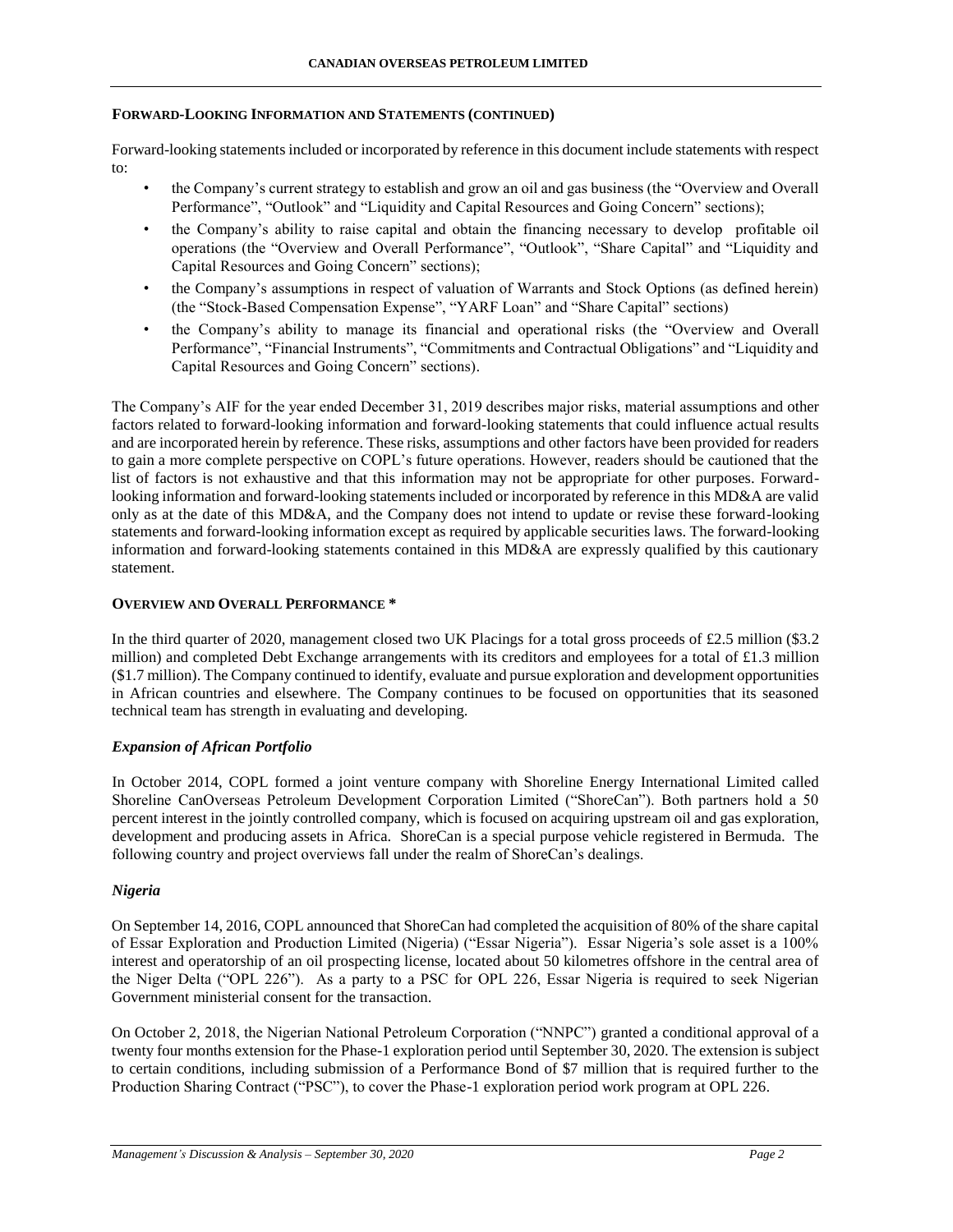#### FORWARD-LOOKING INFORMATION AND STATEMENTS (CONTINUED)

Forward-looking statements included or incorporated by reference in this document include statements with respect to:

- the Company's current strategy to establish and grow an oil and gas business (the "Overview and Overall Performance", "Outlook" and "Liquidity and Capital Resources and Going Concern" sections);
- the Company's ability to raise capital and obtain the financing necessary to develop profitable oil operations (the "Overview and Overall Performance", "Outlook", "Share Capital" and "Liquidity and Capital Resources and Going Concern" sections);
- the Company's assumptions in respect of valuation of Warrants and Stock Options (as defined herein) (the "Stock-Based Compensation Expense", "YARF Loan" and "Share Capital" sections)
- the Company's ability to manage its financial and operational risks (the "Overview and Overall Performance", "Financial Instruments", "Commitments and Contractual Obligations" and "Liquidity and Capital Resources and Going Concern" sections).

The Company's AIF for the year ended December 31, 2019 describes major risks, material assumptions and other factors related to forward-looking information and forward-looking statements that could influence actual results and are incorporated herein by reference. These risks, assumptions and other factors have been provided for readers to gain a more complete perspective on COPL's future operations. However, readers should be cautioned that the list of factors is not exhaustive and that this information may not be appropriate for other purposes. Forward-looking information and forward-looking statements included or incorporated by reference in this MD&A are valid only as at the date of this MD&A, and the Company does not intend to update or revise these forward-looking statements and forward-looking information except as required by applicable securities laws. The forward-looking information and forward-looking statements contained in this MD&A are expressly qualified by this cautionary statement.

#### OVERVIEW AND OVERALL PERFORMANCE *

In the third quarter of 2020, management closed two UK Placings for a total gross proceeds of £2.5 million ($3.2 million) and completed Debt Exchange arrangements with its creditors and employees for a total of £1.3 million ($1.7 million). The Company continued to identify, evaluate and pursue exploration and development opportunities in African countries and elsewhere. The Company continues to be focused on opportunities that its seasoned technical team has strength in evaluating and developing.

##### *Expansion of African Portfolio*

In October 2014, COPL formed a joint venture company with Shoreline Energy International Limited called Shoreline CanOverseas Petroleum Development Corporation Limited ("ShoreCan"). Both partners hold a 50 percent interest in the jointly controlled company, which is focused on acquiring upstream oil and gas exploration, development and producing assets in Africa. ShoreCan is a special purpose vehicle registered in Bermuda. The following country and project overviews fall under the realm of ShoreCan's dealings.

##### *Nigeria*

On September 14, 2016, COPL announced that ShoreCan had completed the acquisition of 80% of the share capital of Essar Exploration and Production Limited (Nigeria) ("Essar Nigeria"). Essar Nigeria's sole asset is a 100% interest and operatorship of an oil prospecting license, located about 50 kilometres offshore in the central area of the Niger Delta ("OPL 226"). As a party to a PSC for OPL 226, Essar Nigeria is required to seek Nigerian Government ministerial consent for the transaction.

On October 2, 2018, the Nigerian National Petroleum Corporation ("NNPC") granted a conditional approval of a twenty four months extension for the Phase-1 exploration period until September 30, 2020. The extension is subject to certain conditions, including submission of a Performance Bond of $7 million that is required further to the Production Sharing Contract ("PSC"), to cover the Phase-1 exploration period work program at OPL 226.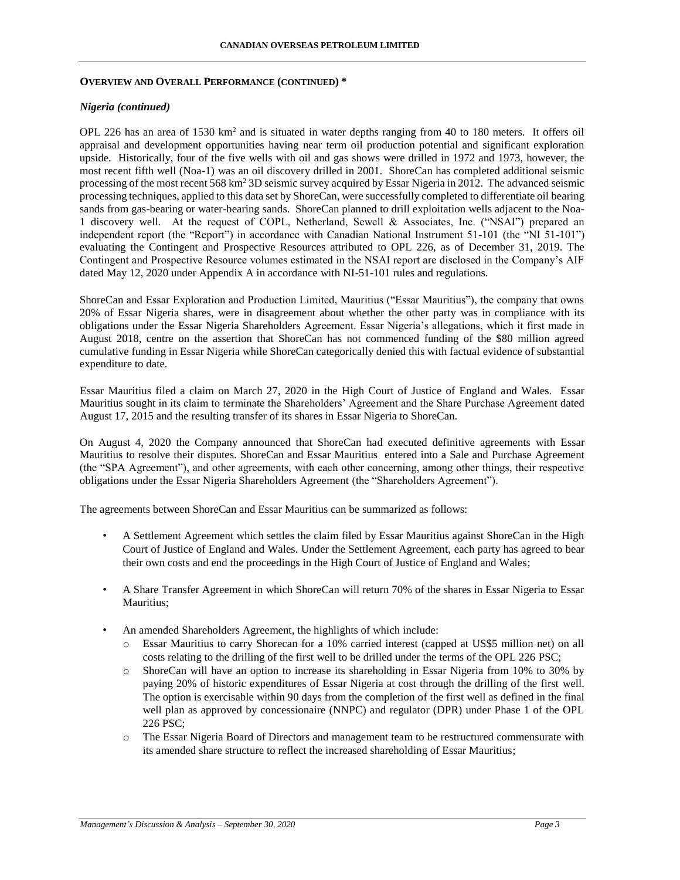## OVERVIEW AND OVERALL PERFORMANCE (CONTINUED) *

### *Nigeria (continued)*

OPL 226 has an area of 1530 $km^2$ and is situated in water depths ranging from 40 to 180 meters. It offers oil appraisal and development opportunities having near term oil production potential and significant exploration upside. Historically, four of the five wells with oil and gas shows were drilled in 1972 and 1973, however, the most recent fifth well (Noa-1) was an oil discovery drilled in 2001. ShoreCan has completed additional seismic processing of the most recent 568 $km^2$ 3D seismic survey acquired by Essar Nigeria in 2012. The advanced seismic processing techniques, applied to this data set by ShoreCan, were successfully completed to differentiate oil bearing sands from gas-bearing or water-bearing sands. ShoreCan planned to drill exploitation wells adjacent to the Noa-1 discovery well. At the request of COPL, Netherland, Sewell & Associates, Inc. ("NSAI") prepared an independent report (the "Report") in accordance with Canadian National Instrument 51-101 (the "NI 51-101") evaluating the Contingent and Prospective Resources attributed to OPL 226, as of December 31, 2019. The Contingent and Prospective Resource volumes estimated in the NSAI report are disclosed in the Company's AIF dated May 12, 2020 under Appendix A in accordance with NI-51-101 rules and regulations.

ShoreCan and Essar Exploration and Production Limited, Mauritius ("Essar Mauritius"), the company that owns 20% of Essar Nigeria shares, were in disagreement about whether the other party was in compliance with its obligations under the Essar Nigeria Shareholders Agreement. Essar Nigeria's allegations, which it first made in August 2018, centre on the assertion that ShoreCan has not commenced funding of the $80 million agreed cumulative funding in Essar Nigeria while ShoreCan categorically denied this with factual evidence of substantial expenditure to date.

Essar Mauritius filed a claim on March 27, 2020 in the High Court of Justice of England and Wales. Essar Mauritius sought in its claim to terminate the Shareholders' Agreement and the Share Purchase Agreement dated August 17, 2015 and the resulting transfer of its shares in Essar Nigeria to ShoreCan.

On August 4, 2020 the Company announced that ShoreCan had executed definitive agreements with Essar Mauritius to resolve their disputes. ShoreCan and Essar Mauritius entered into a Sale and Purchase Agreement (the "SPA Agreement"), and other agreements, with each other concerning, among other things, their respective obligations under the Essar Nigeria Shareholders Agreement (the "Shareholders Agreement").

The agreements between ShoreCan and Essar Mauritius can be summarized as follows:

- A Settlement Agreement which settles the claim filed by Essar Mauritius against ShoreCan in the High Court of Justice of England and Wales. Under the Settlement Agreement, each party has agreed to bear their own costs and end the proceedings in the High Court of Justice of England and Wales;
- A Share Transfer Agreement in which ShoreCan will return 70% of the shares in Essar Nigeria to Essar Mauritius;
- An amended Shareholders Agreement, the highlights of which include:
  - Essar Mauritius to carry Shorecan for a 10% carried interest (capped at US$5 million net) on all costs relating to the drilling of the first well to be drilled under the terms of the OPL 226 PSC;
  - ShoreCan will have an option to increase its shareholding in Essar Nigeria from 10% to 30% by paying 20% of historic expenditures of Essar Nigeria at cost through the drilling of the first well. The option is exercisable within 90 days from the completion of the first well as defined in the final well plan as approved by concessionaire (NNPC) and regulator (DPR) under Phase 1 of the OPL 226 PSC;
  - The Essar Nigeria Board of Directors and management team to be restructured commensurate with its amended share structure to reflect the increased shareholding of Essar Mauritius;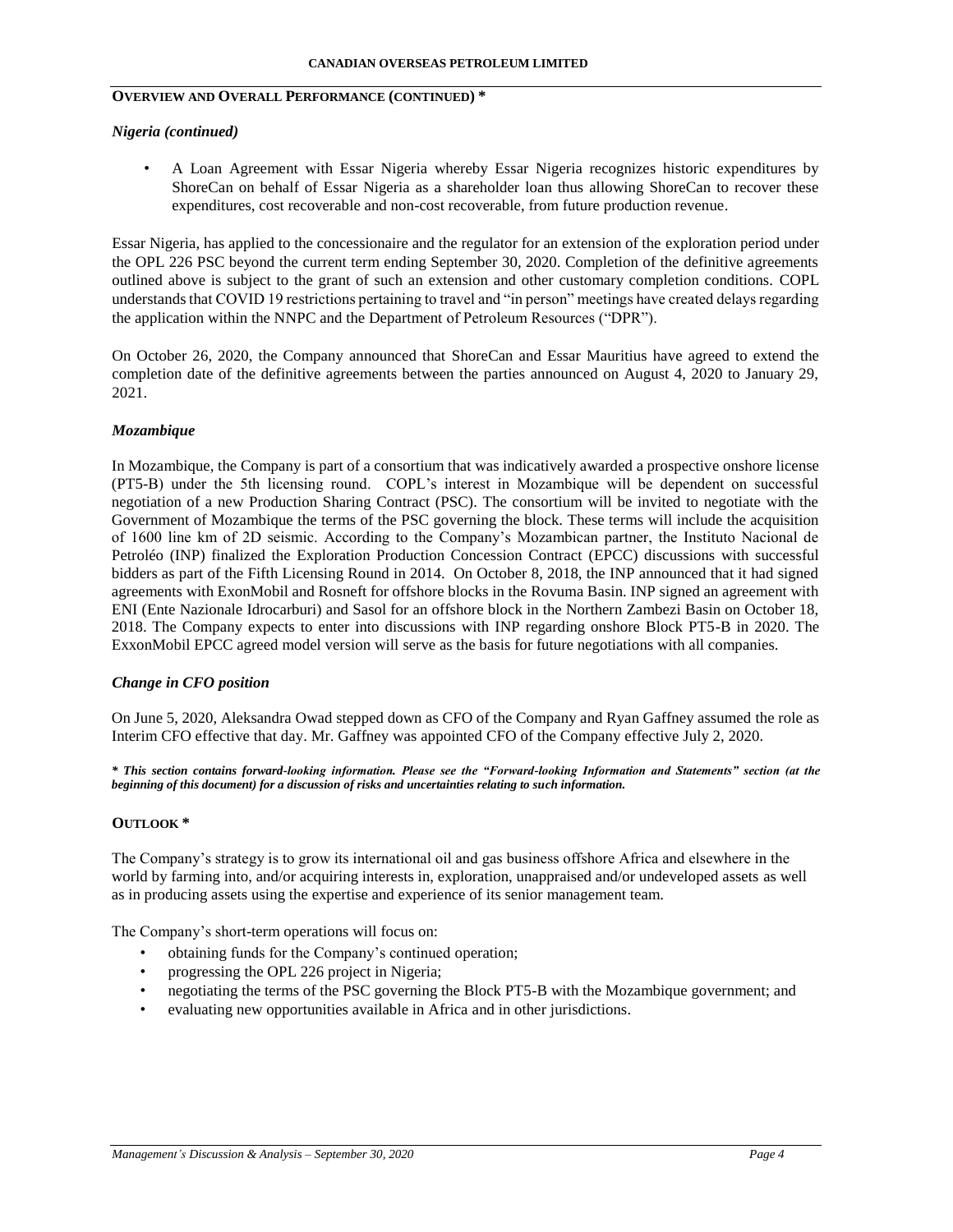## OVERVIEW AND OVERALL PERFORMANCE (CONTINUED) *

### *Nigeria (continued)*

- A Loan Agreement with Essar Nigeria whereby Essar Nigeria recognizes historic expenditures by ShoreCan on behalf of Essar Nigeria as a shareholder loan thus allowing ShoreCan to recover these expenditures, cost recoverable and non-cost recoverable, from future production revenue.

Essar Nigeria, has applied to the concessionaire and the regulator for an extension of the exploration period under the OPL 226 PSC beyond the current term ending September 30, 2020. Completion of the definitive agreements outlined above is subject to the grant of such an extension and other customary completion conditions. COPL understands that COVID 19 restrictions pertaining to travel and "in person" meetings have created delays regarding the application within the NNPC and the Department of Petroleum Resources ("DPR").

On October 26, 2020, the Company announced that ShoreCan and Essar Mauritius have agreed to extend the completion date of the definitive agreements between the parties announced on August 4, 2020 to January 29, 2021.

### *Mozambique*

In Mozambique, the Company is part of a consortium that was indicatively awarded a prospective onshore license (PT5-B) under the 5th licensing round. COPL's interest in Mozambique will be dependent on successful negotiation of a new Production Sharing Contract (PSC). The consortium will be invited to negotiate with the Government of Mozambique the terms of the PSC governing the block. These terms will include the acquisition of 1600 line km of 2D seismic. According to the Company's Mozambican partner, the Instituto Nacional de Petroléo (INP) finalized the Exploration Production Concession Contract (EPCC) discussions with successful bidders as part of the Fifth Licensing Round in 2014. On October 8, 2018, the INP announced that it had signed agreements with ExxonMobil and Rosneft for offshore blocks in the Rovuma Basin. INP signed an agreement with ENI (Ente Nazionale Idrocarburi) and Sasol for an offshore block in the Northern Zambezi Basin on October 18, 2018. The Company expects to enter into discussions with INP regarding onshore Block PT5-B in 2020. The ExxonMobil EPCC agreed model version will serve as the basis for future negotiations with all companies.

### *Change in CFO position*

On June 5, 2020, Aleksandra Owad stepped down as CFO of the Company and Ryan Gaffney assumed the role as Interim CFO effective that day. Mr. Gaffney was appointed CFO of the Company effective July 2, 2020.

***\* This section contains forward-looking information. Please see the "Forward-looking Information and Statements" section (at the beginning of this document) for a discussion of risks and uncertainties relating to such information.***

## OUTLOOK *

The Company's strategy is to grow its international oil and gas business offshore Africa and elsewhere in the world by farming into, and/or acquiring interests in, exploration, unappraised and/or undeveloped assets as well as in producing assets using the expertise and experience of its senior management team.

The Company's short-term operations will focus on:

- obtaining funds for the Company's continued operation;
- progressing the OPL 226 project in Nigeria;
- negotiating the terms of the PSC governing the Block PT5-B with the Mozambique government; and
- evaluating new opportunities available in Africa and in other jurisdictions.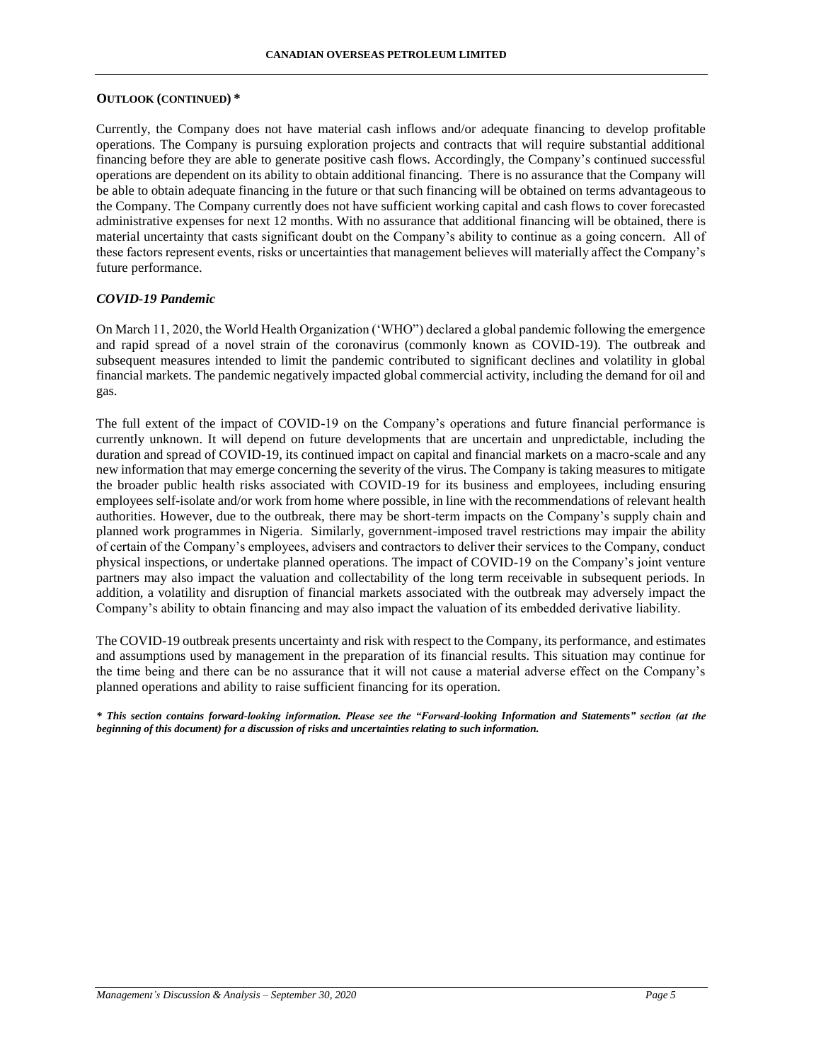**OUTLOOK (CONTINUED) ***

Currently, the Company does not have material cash inflows and/or adequate financing to develop profitable operations. The Company is pursuing exploration projects and contracts that will require substantial additional financing before they are able to generate positive cash flows. Accordingly, the Company's continued successful operations are dependent on its ability to obtain additional financing. There is no assurance that the Company will be able to obtain adequate financing in the future or that such financing will be obtained on terms advantageous to the Company. The Company currently does not have sufficient working capital and cash flows to cover forecasted administrative expenses for next 12 months. With no assurance that additional financing will be obtained, there is material uncertainty that casts significant doubt on the Company's ability to continue as a going concern. All of these factors represent events, risks or uncertainties that management believes will materially affect the Company's future performance.

***COVID-19 Pandemic***

On March 11, 2020, the World Health Organization ('WHO") declared a global pandemic following the emergence and rapid spread of a novel strain of the coronavirus (commonly known as COVID-19). The outbreak and subsequent measures intended to limit the pandemic contributed to significant declines and volatility in global financial markets. The pandemic negatively impacted global commercial activity, including the demand for oil and gas.

The full extent of the impact of COVID-19 on the Company's operations and future financial performance is currently unknown. It will depend on future developments that are uncertain and unpredictable, including the duration and spread of COVID-19, its continued impact on capital and financial markets on a macro-scale and any new information that may emerge concerning the severity of the virus. The Company is taking measures to mitigate the broader public health risks associated with COVID-19 for its business and employees, including ensuring employees self-isolate and/or work from home where possible, in line with the recommendations of relevant health authorities. However, due to the outbreak, there may be short-term impacts on the Company's supply chain and planned work programmes in Nigeria. Similarly, government-imposed travel restrictions may impair the ability of certain of the Company's employees, advisers and contractors to deliver their services to the Company, conduct physical inspections, or undertake planned operations. The impact of COVID-19 on the Company's joint venture partners may also impact the valuation and collectability of the long term receivable in subsequent periods. In addition, a volatility and disruption of financial markets associated with the outbreak may adversely impact the Company's ability to obtain financing and may also impact the valuation of its embedded derivative liability.

The COVID-19 outbreak presents uncertainty and risk with respect to the Company, its performance, and estimates and assumptions used by management in the preparation of its financial results. This situation may continue for the time being and there can be no assurance that it will not cause a material adverse effect on the Company's planned operations and ability to raise sufficient financing for its operation.

***\* This section contains forward-looking information. Please see the "Forward-looking Information and Statements" section (at the beginning of this document) for a discussion of risks and uncertainties relating to such information.***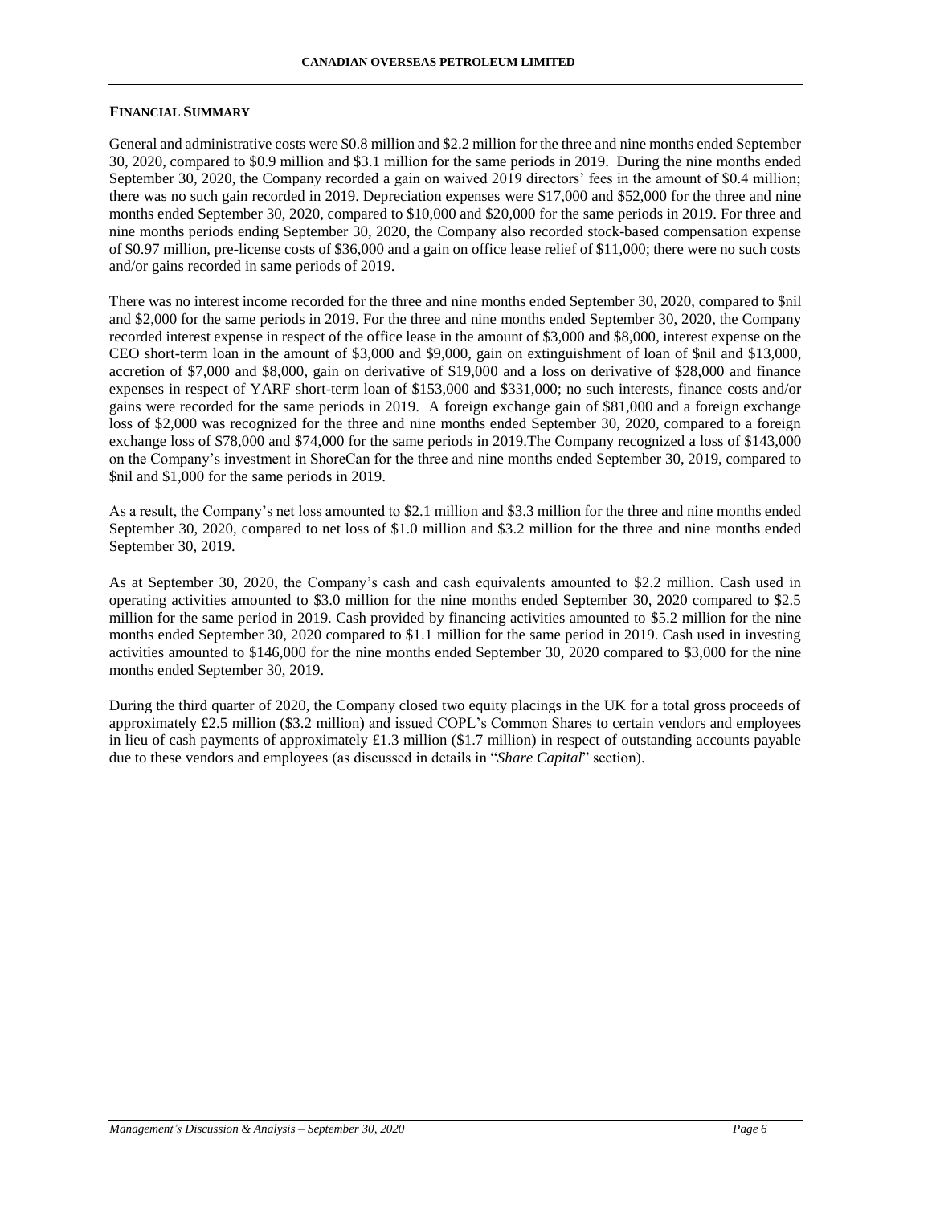## FINANCIAL SUMMARY

General and administrative costs were $0.8 million and $2.2 million for the three and nine months ended September 30, 2020, compared to $0.9 million and $3.1 million for the same periods in 2019. During the nine months ended September 30, 2020, the Company recorded a gain on waived 2019 directors' fees in the amount of $0.4 million; there was no such gain recorded in 2019. Depreciation expenses were $17,000 and $52,000 for the three and nine months ended September 30, 2020, compared to $10,000 and $20,000 for the same periods in 2019. For three and nine months periods ending September 30, 2020, the Company also recorded stock-based compensation expense of $0.97 million, pre-license costs of $36,000 and a gain on office lease relief of $11,000; there were no such costs and/or gains recorded in same periods of 2019.

There was no interest income recorded for the three and nine months ended September 30, 2020, compared to $nil and $2,000 for the same periods in 2019. For the three and nine months ended September 30, 2020, the Company recorded interest expense in respect of the office lease in the amount of $3,000 and $8,000, interest expense on the CEO short-term loan in the amount of $3,000 and $9,000, gain on extinguishment of loan of $nil and $13,000, accretion of $7,000 and $8,000, gain on derivative of $19,000 and a loss on derivative of $28,000 and finance expenses in respect of YARF short-term loan of $153,000 and $331,000; no such interests, finance costs and/or gains were recorded for the same periods in 2019. A foreign exchange gain of $81,000 and a foreign exchange loss of $2,000 was recognized for the three and nine months ended September 30, 2020, compared to a foreign exchange loss of $78,000 and $74,000 for the same periods in 2019.The Company recognized a loss of $143,000 on the Company's investment in ShoreCan for the three and nine months ended September 30, 2019, compared to $nil and $1,000 for the same periods in 2019.

As a result, the Company's net loss amounted to $2.1 million and $3.3 million for the three and nine months ended September 30, 2020, compared to net loss of $1.0 million and $3.2 million for the three and nine months ended September 30, 2019.

As at September 30, 2020, the Company's cash and cash equivalents amounted to $2.2 million. Cash used in operating activities amounted to $3.0 million for the nine months ended September 30, 2020 compared to $2.5 million for the same period in 2019. Cash provided by financing activities amounted to $5.2 million for the nine months ended September 30, 2020 compared to $1.1 million for the same period in 2019. Cash used in investing activities amounted to $146,000 for the nine months ended September 30, 2020 compared to $3,000 for the nine months ended September 30, 2019.

During the third quarter of 2020, the Company closed two equity placings in the UK for a total gross proceeds of approximately £2.5 million ($3.2 million) and issued COPL's Common Shares to certain vendors and employees in lieu of cash payments of approximately £1.3 million ($1.7 million) in respect of outstanding accounts payable due to these vendors and employees (as discussed in details in "*Share Capital*" section).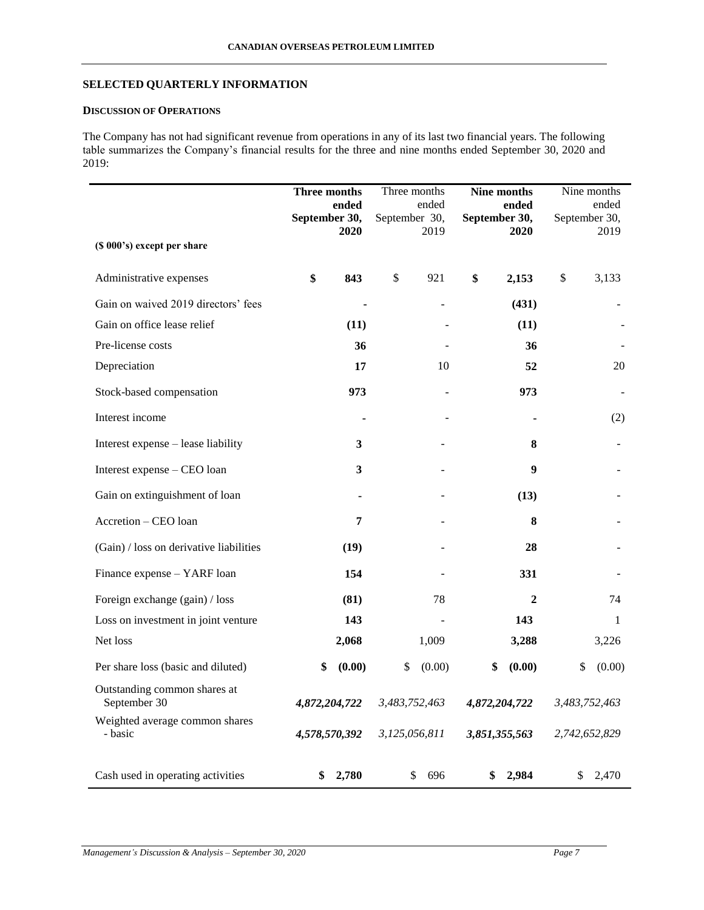## SELECTED QUARTERLY INFORMATION

### DISCUSSION OF OPERATIONS

The Company has not had significant revenue from operations in any of its last two financial years. The following table summarizes the Company's financial results for the three and nine months ended September 30, 2020 and 2019:

| ($ 000's) except per share | **Three months ended September 30, 2020** | Three months ended September 30, 2019 | **Nine months ended September 30, 2020** | Nine months ended September 30, 2019 |
|---|---|---|---|---|
| Administrative expenses | **$ 843** | $ 921 | **$ 2,153** | $ 3,133 |
| Gain on waived 2019 directors' fees | **-** | - | **(431)** | - |
| Gain on office lease relief | **(11)** | - | **(11)** | - |
| Pre-license costs | **36** | - | **36** | - |
| Depreciation | **17** | 10 | **52** | 20 |
| Stock-based compensation | **973** | - | **973** | - |
| Interest income | **-** | - | **-** | (2) |
| Interest expense – lease liability | **3** | - | **8** | - |
| Interest expense – CEO loan | **3** | - | **9** | - |
| Gain on extinguishment of loan | **-** | - | **(13)** | - |
| Accretion – CEO loan | **7** | - | **8** | - |
| (Gain) / loss on derivative liabilities | **(19)** | - | **28** | - |
| Finance expense – YARF loan | **154** | - | **331** | - |
| Foreign exchange (gain) / loss | **(81)** | 78 | **2** | 74 |
| Loss on investment in joint venture | **143** | - | **143** | 1 |
| Net loss | **2,068** | 1,009 | **3,288** | 3,226 |
| Per share loss (basic and diluted) | **$ (0.00)** | $ (0.00) | **$ (0.00)** | $ (0.00) |
| Outstanding common shares at September 30 | ***4,872,204,722*** | *3,483,752,463* | ***4,872,204,722*** | *3,483,752,463* |
| Weighted average common shares - basic | ***4,578,570,392*** | *3,125,056,811* | ***3,851,355,563*** | *2,742,652,829* |
| Cash used in operating activities | **$ 2,780** | $ 696 | **$ 2,984** | $ 2,470 |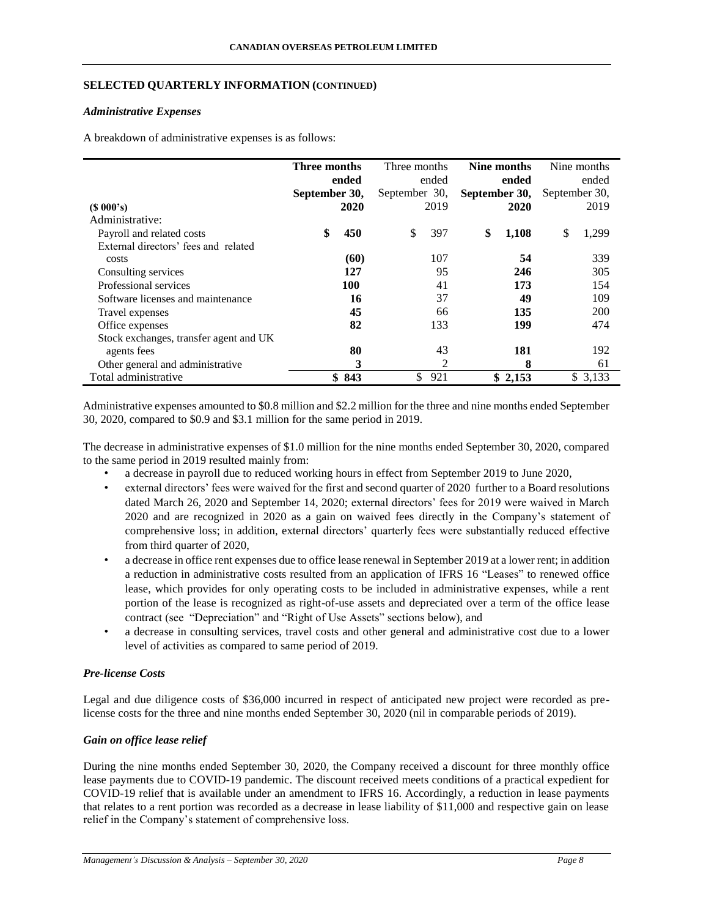## SELECTED QUARTERLY INFORMATION (CONTINUED)

### *Administrative Expenses*

A breakdown of administrative expenses is as follows:

| ($ 000's) | **Three months ended September 30, 2020** | Three months ended September 30, 2019 | **Nine months ended September 30, 2020** | Nine months ended September 30, 2019 |
|---|---|---|---|---|
| Administrative: | | | | |
| Payroll and related costs | **$ 450** | $ 397 | **$ 1,108** | $ 1,299 |
| External directors' fees and related costs | **(60)** | 107 | **54** | 339 |
| Consulting services | **127** | 95 | **246** | 305 |
| Professional services | **100** | 41 | **173** | 154 |
| Software licenses and maintenance | **16** | 37 | **49** | 109 |
| Travel expenses | **45** | 66 | **135** | 200 |
| Office expenses | **82** | 133 | **199** | 474 |
| Stock exchanges, transfer agent and UK agents fees | **80** | 43 | **181** | 192 |
| Other general and administrative | **3** | 2 | **8** | 61 |
| Total administrative | **$ 843** | $ 921 | **$ 2,153** | $ 3,133 |

Administrative expenses amounted to $0.8 million and $2.2 million for the three and nine months ended September 30, 2020, compared to $0.9 and $3.1 million for the same period in 2019.

The decrease in administrative expenses of $1.0 million for the nine months ended September 30, 2020, compared to the same period in 2019 resulted mainly from:

- a decrease in payroll due to reduced working hours in effect from September 2019 to June 2020,
- external directors' fees were waived for the first and second quarter of 2020 further to a Board resolutions dated March 26, 2020 and September 14, 2020; external directors' fees for 2019 were waived in March 2020 and are recognized in 2020 as a gain on waived fees directly in the Company's statement of comprehensive loss; in addition, external directors' quarterly fees were substantially reduced effective from third quarter of 2020,
- a decrease in office rent expenses due to office lease renewal in September 2019 at a lower rent; in addition a reduction in administrative costs resulted from an application of IFRS 16 "Leases" to renewed office lease, which provides for only operating costs to be included in administrative expenses, while a rent portion of the lease is recognized as right-of-use assets and depreciated over a term of the office lease contract (see "Depreciation" and "Right of Use Assets" sections below), and
- a decrease in consulting services, travel costs and other general and administrative cost due to a lower level of activities as compared to same period of 2019.

### *Pre-license Costs*

Legal and due diligence costs of $36,000 incurred in respect of anticipated new project were recorded as pre-license costs for the three and nine months ended September 30, 2020 (nil in comparable periods of 2019).

### *Gain on office lease relief*

During the nine months ended September 30, 2020, the Company received a discount for three monthly office lease payments due to COVID-19 pandemic. The discount received meets conditions of a practical expedient for COVID-19 relief that is available under an amendment to IFRS 16. Accordingly, a reduction in lease payments that relates to a rent portion was recorded as a decrease in lease liability of $11,000 and respective gain on lease relief in the Company's statement of comprehensive loss.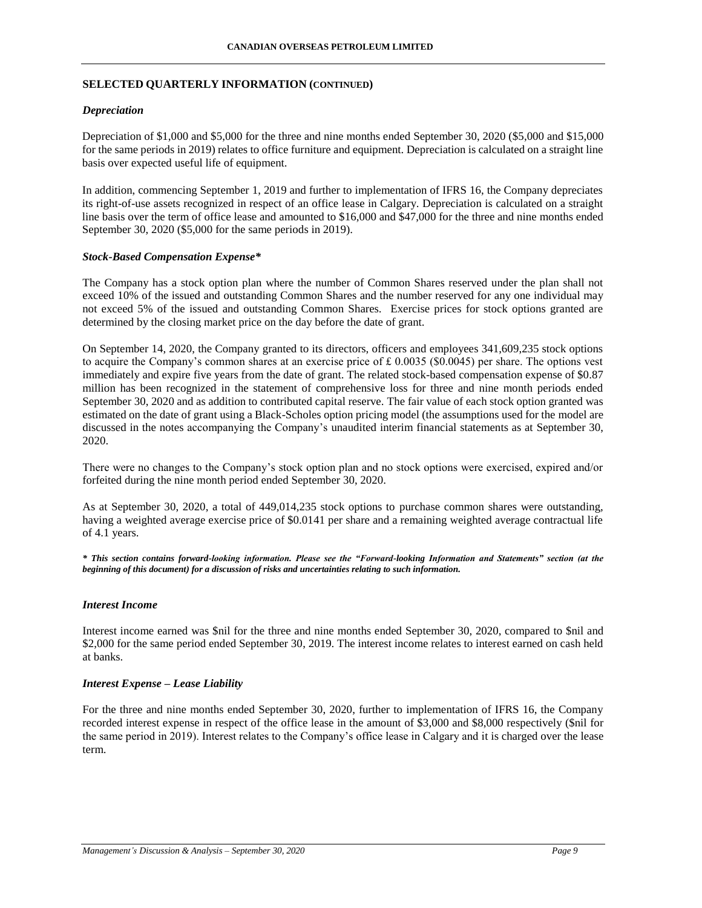## SELECTED QUARTERLY INFORMATION (CONTINUED)

### *Depreciation*

Depreciation of $1,000 and $5,000 for the three and nine months ended September 30, 2020 ($5,000 and $15,000 for the same periods in 2019) relates to office furniture and equipment. Depreciation is calculated on a straight line basis over expected useful life of equipment.

In addition, commencing September 1, 2019 and further to implementation of IFRS 16, the Company depreciates its right-of-use assets recognized in respect of an office lease in Calgary. Depreciation is calculated on a straight line basis over the term of office lease and amounted to $16,000 and $47,000 for the three and nine months ended September 30, 2020 ($5,000 for the same periods in 2019).

### *Stock-Based Compensation Expense**

The Company has a stock option plan where the number of Common Shares reserved under the plan shall not exceed 10% of the issued and outstanding Common Shares and the number reserved for any one individual may not exceed 5% of the issued and outstanding Common Shares. Exercise prices for stock options granted are determined by the closing market price on the day before the date of grant.

On September 14, 2020, the Company granted to its directors, officers and employees 341,609,235 stock options to acquire the Company's common shares at an exercise price of £ 0.0035 ($0.0045) per share. The options vest immediately and expire five years from the date of grant. The related stock-based compensation expense of $0.87 million has been recognized in the statement of comprehensive loss for three and nine month periods ended September 30, 2020 and as addition to contributed capital reserve. The fair value of each stock option granted was estimated on the date of grant using a Black-Scholes option pricing model (the assumptions used for the model are discussed in the notes accompanying the Company's unaudited interim financial statements as at September 30, 2020.

There were no changes to the Company's stock option plan and no stock options were exercised, expired and/or forfeited during the nine month period ended September 30, 2020.

As at September 30, 2020, a total of 449,014,235 stock options to purchase common shares were outstanding, having a weighted average exercise price of $0.0141 per share and a remaining weighted average contractual life of 4.1 years.

***\* This section contains forward-looking information. Please see the "Forward-looking Information and Statements" section (at the beginning of this document) for a discussion of risks and uncertainties relating to such information.***

### *Interest Income*

Interest income earned was $nil for the three and nine months ended September 30, 2020, compared to $nil and $2,000 for the same period ended September 30, 2019. The interest income relates to interest earned on cash held at banks.

### *Interest Expense – Lease Liability*

For the three and nine months ended September 30, 2020, further to implementation of IFRS 16, the Company recorded interest expense in respect of the office lease in the amount of $3,000 and $8,000 respectively ($nil for the same period in 2019). Interest relates to the Company's office lease in Calgary and it is charged over the lease term.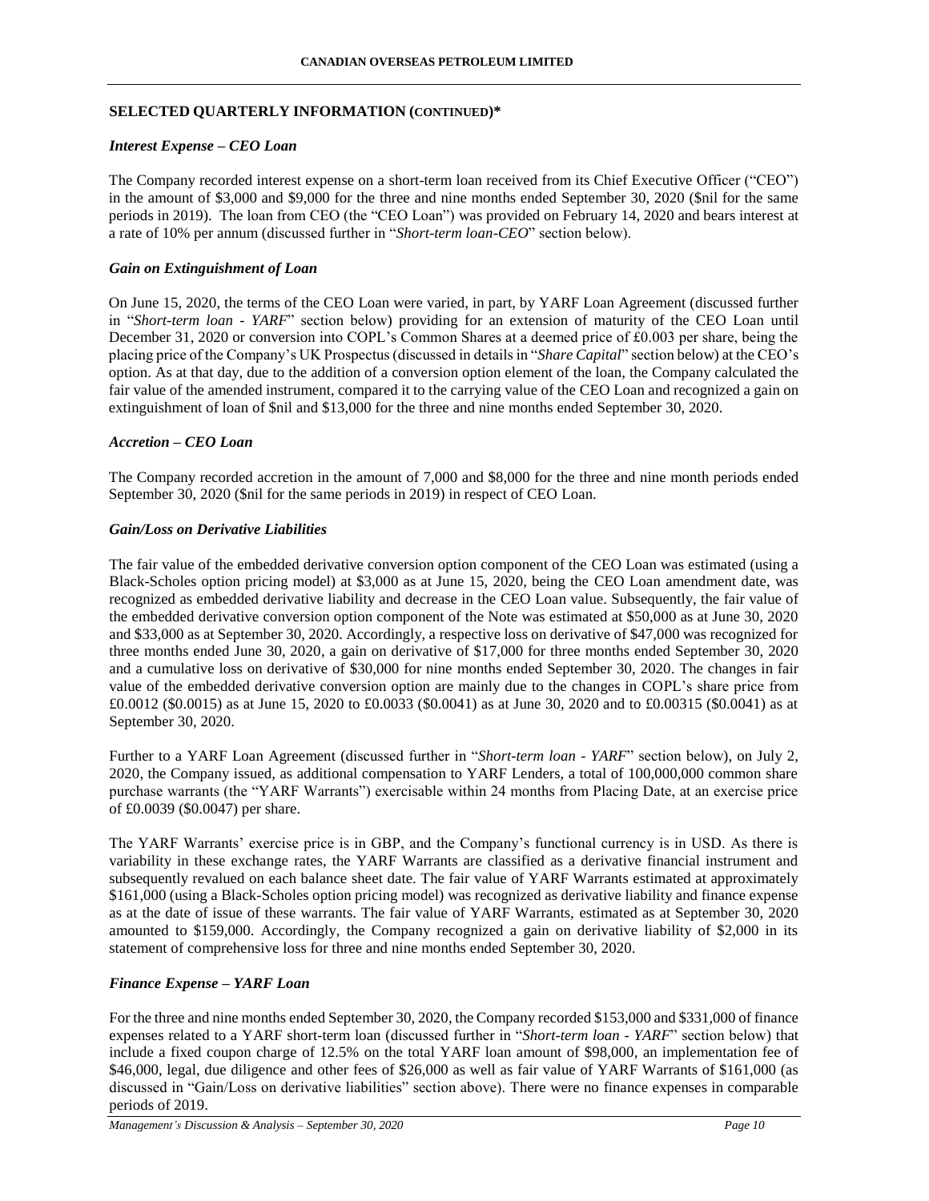## SELECTED QUARTERLY INFORMATION (CONTINUED)*

### *Interest Expense – CEO Loan*

The Company recorded interest expense on a short-term loan received from its Chief Executive Officer ("CEO") in the amount of $3,000 and $9,000 for the three and nine months ended September 30, 2020 ($nil for the same periods in 2019). The loan from CEO (the "CEO Loan") was provided on February 14, 2020 and bears interest at a rate of 10% per annum (discussed further in "*Short-term loan-CEO*" section below).

### *Gain on Extinguishment of Loan*

On June 15, 2020, the terms of the CEO Loan were varied, in part, by YARF Loan Agreement (discussed further in "*Short-term loan - YARF*" section below) providing for an extension of maturity of the CEO Loan until December 31, 2020 or conversion into COPL's Common Shares at a deemed price of £0.003 per share, being the placing price of the Company's UK Prospectus (discussed in details in "*Share Capital*" section below) at the CEO's option. As at that day, due to the addition of a conversion option element of the loan, the Company calculated the fair value of the amended instrument, compared it to the carrying value of the CEO Loan and recognized a gain on extinguishment of loan of $nil and $13,000 for the three and nine months ended September 30, 2020.

### *Accretion – CEO Loan*

The Company recorded accretion in the amount of 7,000 and $8,000 for the three and nine month periods ended September 30, 2020 ($nil for the same periods in 2019) in respect of CEO Loan.

### *Gain/Loss on Derivative Liabilities*

The fair value of the embedded derivative conversion option component of the CEO Loan was estimated (using a Black-Scholes option pricing model) at $3,000 as at June 15, 2020, being the CEO Loan amendment date, was recognized as embedded derivative liability and decrease in the CEO Loan value. Subsequently, the fair value of the embedded derivative conversion option component of the Note was estimated at $50,000 as at June 30, 2020 and $33,000 as at September 30, 2020. Accordingly, a respective loss on derivative of $47,000 was recognized for three months ended June 30, 2020, a gain on derivative of $17,000 for three months ended September 30, 2020 and a cumulative loss on derivative of $30,000 for nine months ended September 30, 2020. The changes in fair value of the embedded derivative conversion option are mainly due to the changes in COPL's share price from £0.0012 ($0.0015) as at June 15, 2020 to £0.0033 ($0.0041) as at June 30, 2020 and to £0.00315 ($0.0041) as at September 30, 2020.

Further to a YARF Loan Agreement (discussed further in "*Short-term loan - YARF*" section below), on July 2, 2020, the Company issued, as additional compensation to YARF Lenders, a total of 100,000,000 common share purchase warrants (the "YARF Warrants") exercisable within 24 months from Placing Date, at an exercise price of £0.0039 ($0.0047) per share.

The YARF Warrants' exercise price is in GBP, and the Company's functional currency is in USD. As there is variability in these exchange rates, the YARF Warrants are classified as a derivative financial instrument and subsequently revalued on each balance sheet date. The fair value of YARF Warrants estimated at approximately $161,000 (using a Black-Scholes option pricing model) was recognized as derivative liability and finance expense as at the date of issue of these warrants. The fair value of YARF Warrants, estimated as at September 30, 2020 amounted to $159,000. Accordingly, the Company recognized a gain on derivative liability of $2,000 in its statement of comprehensive loss for three and nine months ended September 30, 2020.

### *Finance Expense – YARF Loan*

For the three and nine months ended September 30, 2020, the Company recorded $153,000 and $331,000 of finance expenses related to a YARF short-term loan (discussed further in "*Short-term loan - YARF*" section below) that include a fixed coupon charge of 12.5% on the total YARF loan amount of $98,000, an implementation fee of $46,000, legal, due diligence and other fees of $26,000 as well as fair value of YARF Warrants of $161,000 (as discussed in "Gain/Loss on derivative liabilities" section above). There were no finance expenses in comparable periods of 2019.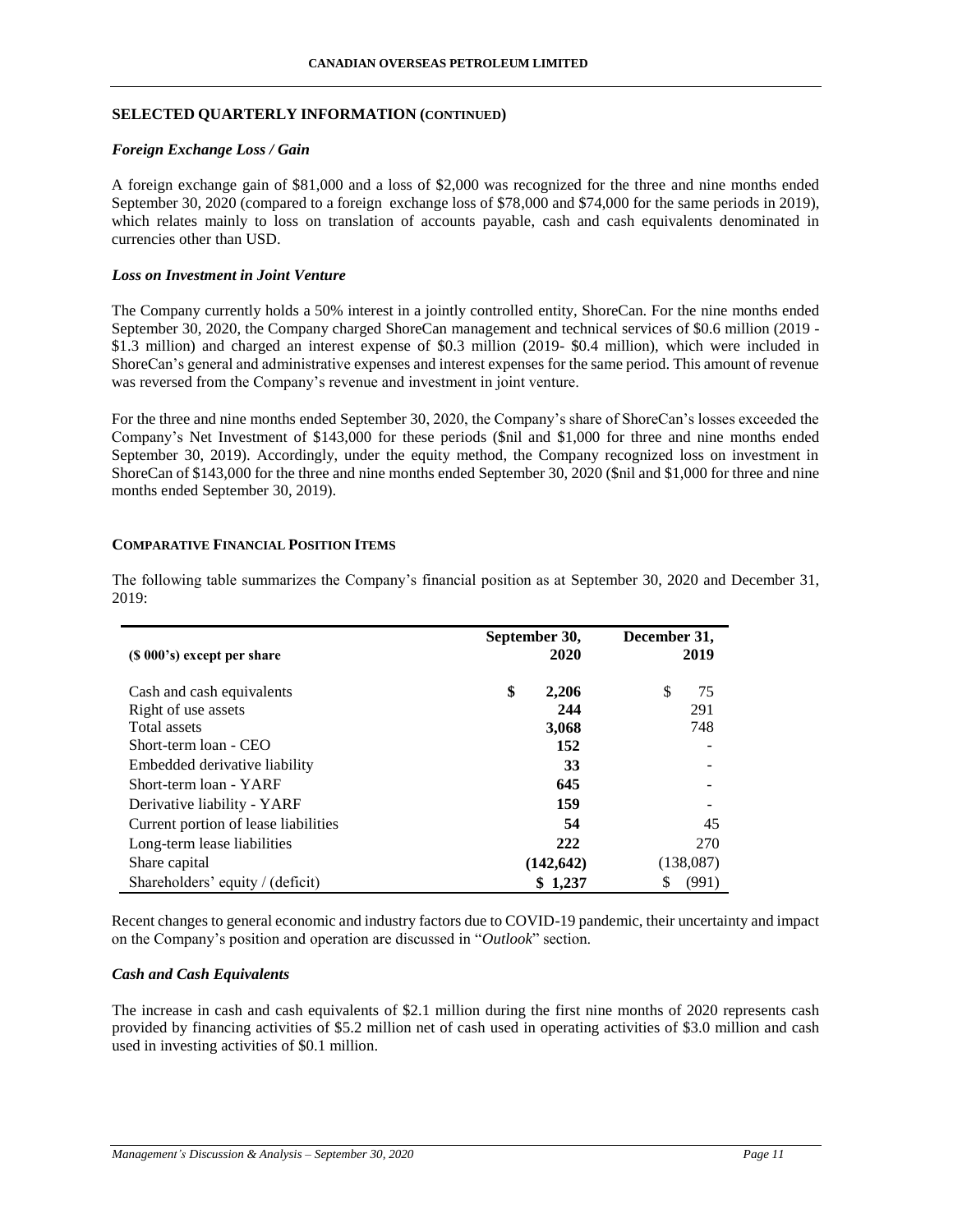## SELECTED QUARTERLY INFORMATION (CONTINUED)

### *Foreign Exchange Loss / Gain*

A foreign exchange gain of $81,000 and a loss of $2,000 was recognized for the three and nine months ended September 30, 2020 (compared to a foreign exchange loss of $78,000 and $74,000 for the same periods in 2019), which relates mainly to loss on translation of accounts payable, cash and cash equivalents denominated in currencies other than USD.

### *Loss on Investment in Joint Venture*

The Company currently holds a 50% interest in a jointly controlled entity, ShoreCan. For the nine months ended September 30, 2020, the Company charged ShoreCan management and technical services of $0.6 million (2019 - $1.3 million) and charged an interest expense of $0.3 million (2019- $0.4 million), which were included in ShoreCan's general and administrative expenses and interest expenses for the same period. This amount of revenue was reversed from the Company's revenue and investment in joint venture.

For the three and nine months ended September 30, 2020, the Company's share of ShoreCan's losses exceeded the Company's Net Investment of $143,000 for these periods ($nil and $1,000 for three and nine months ended September 30, 2019). Accordingly, under the equity method, the Company recognized loss on investment in ShoreCan of $143,000 for the three and nine months ended September 30, 2020 ($nil and $1,000 for three and nine months ended September 30, 2019).

## COMPARATIVE FINANCIAL POSITION ITEMS

The following table summarizes the Company's financial position as at September 30, 2020 and December 31, 2019:

| ($ 000's) except per share | September 30, 2020 | December 31, 2019 |
|---|---|---|
| Cash and cash equivalents | **$ 2,206** | $ 75 |
| Right of use assets | **244** | 291 |
| Total assets | **3,068** | 748 |
| Short-term loan - CEO | **152** | - |
| Embedded derivative liability | **33** | - |
| Short-term loan - YARF | **645** | - |
| Derivative liability - YARF | **159** | - |
| Current portion of lease liabilities | **54** | 45 |
| Long-term lease liabilities | **222** | 270 |
| Share capital | **(142,642)** | (138,087) |
| Shareholders' equity / (deficit) | **$ 1,237** | $ (991) |

Recent changes to general economic and industry factors due to COVID-19 pandemic, their uncertainty and impact on the Company's position and operation are discussed in "*Outlook*" section.

### *Cash and Cash Equivalents*

The increase in cash and cash equivalents of $2.1 million during the first nine months of 2020 represents cash provided by financing activities of $5.2 million net of cash used in operating activities of $3.0 million and cash used in investing activities of $0.1 million.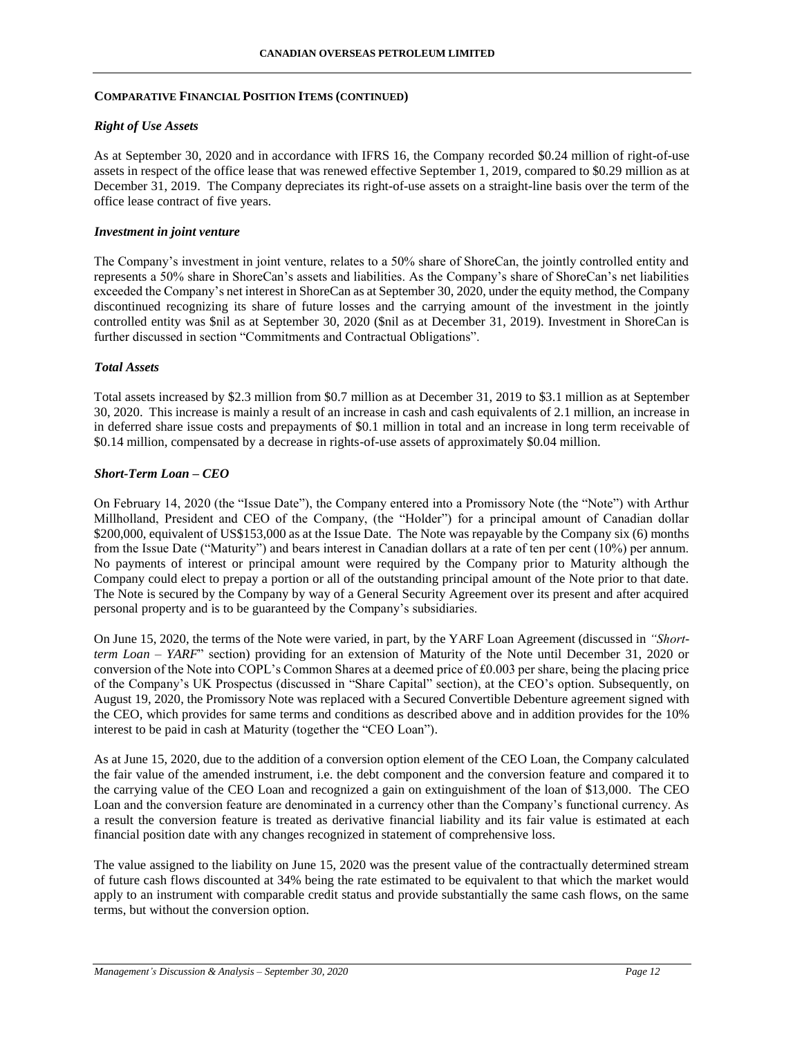## COMPARATIVE FINANCIAL POSITION ITEMS (CONTINUED)

### *Right of Use Assets*

As at September 30, 2020 and in accordance with IFRS 16, the Company recorded $0.24 million of right-of-use assets in respect of the office lease that was renewed effective September 1, 2019, compared to $0.29 million as at December 31, 2019. The Company depreciates its right-of-use assets on a straight-line basis over the term of the office lease contract of five years.

### *Investment in joint venture*

The Company's investment in joint venture, relates to a 50% share of ShoreCan, the jointly controlled entity and represents a 50% share in ShoreCan's assets and liabilities. As the Company's share of ShoreCan's net liabilities exceeded the Company's net interest in ShoreCan as at September 30, 2020, under the equity method, the Company discontinued recognizing its share of future losses and the carrying amount of the investment in the jointly controlled entity was $nil as at September 30, 2020 ($nil as at December 31, 2019). Investment in ShoreCan is further discussed in section "Commitments and Contractual Obligations".

### *Total Assets*

Total assets increased by $2.3 million from $0.7 million as at December 31, 2019 to $3.1 million as at September 30, 2020. This increase is mainly a result of an increase in cash and cash equivalents of 2.1 million, an increase in in deferred share issue costs and prepayments of $0.1 million in total and an increase in long term receivable of $0.14 million, compensated by a decrease in rights-of-use assets of approximately $0.04 million.

### *Short-Term Loan – CEO*

On February 14, 2020 (the "Issue Date"), the Company entered into a Promissory Note (the "Note") with Arthur Millholland, President and CEO of the Company, (the "Holder") for a principal amount of Canadian dollar $200,000, equivalent of US$153,000 as at the Issue Date. The Note was repayable by the Company six (6) months from the Issue Date ("Maturity") and bears interest in Canadian dollars at a rate of ten per cent (10%) per annum. No payments of interest or principal amount were required by the Company prior to Maturity although the Company could elect to prepay a portion or all of the outstanding principal amount of the Note prior to that date. The Note is secured by the Company by way of a General Security Agreement over its present and after acquired personal property and is to be guaranteed by the Company's subsidiaries.

On June 15, 2020, the terms of the Note were varied, in part, by the YARF Loan Agreement (discussed in *"Short-term Loan – YARF*" section) providing for an extension of Maturity of the Note until December 31, 2020 or conversion of the Note into COPL's Common Shares at a deemed price of £0.003 per share, being the placing price of the Company's UK Prospectus (discussed in "Share Capital" section), at the CEO's option. Subsequently, on August 19, 2020, the Promissory Note was replaced with a Secured Convertible Debenture agreement signed with the CEO, which provides for same terms and conditions as described above and in addition provides for the 10% interest to be paid in cash at Maturity (together the "CEO Loan").

As at June 15, 2020, due to the addition of a conversion option element of the CEO Loan, the Company calculated the fair value of the amended instrument, i.e. the debt component and the conversion feature and compared it to the carrying value of the CEO Loan and recognized a gain on extinguishment of the loan of $13,000. The CEO Loan and the conversion feature are denominated in a currency other than the Company's functional currency. As a result the conversion feature is treated as derivative financial liability and its fair value is estimated at each financial position date with any changes recognized in statement of comprehensive loss.

The value assigned to the liability on June 15, 2020 was the present value of the contractually determined stream of future cash flows discounted at 34% being the rate estimated to be equivalent to that which the market would apply to an instrument with comparable credit status and provide substantially the same cash flows, on the same terms, but without the conversion option.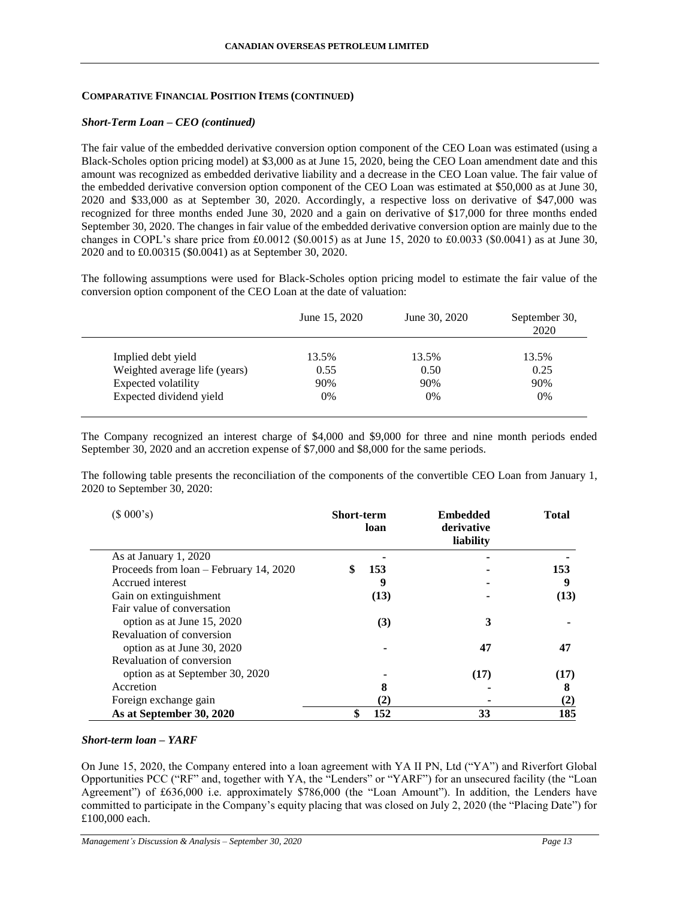## COMPARATIVE FINANCIAL POSITION ITEMS (CONTINUED)

### *Short-Term Loan – CEO (continued)*

The fair value of the embedded derivative conversion option component of the CEO Loan was estimated (using a Black-Scholes option pricing model) at $3,000 as at June 15, 2020, being the CEO Loan amendment date and this amount was recognized as embedded derivative liability and a decrease in the CEO Loan value. The fair value of the embedded derivative conversion option component of the CEO Loan was estimated at $50,000 as at June 30, 2020 and $33,000 as at September 30, 2020. Accordingly, a respective loss on derivative of $47,000 was recognized for three months ended June 30, 2020 and a gain on derivative of $17,000 for three months ended September 30, 2020. The changes in fair value of the embedded derivative conversion option are mainly due to the changes in COPL's share price from £0.0012 ($0.0015) as at June 15, 2020 to £0.0033 ($0.0041) as at June 30, 2020 and to £0.00315 ($0.0041) as at September 30, 2020.

The following assumptions were used for Black-Scholes option pricing model to estimate the fair value of the conversion option component of the CEO Loan at the date of valuation:

| | June 15, 2020 | June 30, 2020 | September 30, 2020 |
|---|---|---|---|
| Implied debt yield | 13.5% | 13.5% | 13.5% |
| Weighted average life (years) | 0.55 | 0.50 | 0.25 |
| Expected volatility | 90% | 90% | 90% |
| Expected dividend yield | 0% | 0% | 0% |

The Company recognized an interest charge of $4,000 and $9,000 for three and nine month periods ended September 30, 2020 and an accretion expense of $7,000 and $8,000 for the same periods.

The following table presents the reconciliation of the components of the convertible CEO Loan from January 1, 2020 to September 30, 2020:

| ($ 000's) | **Short-term loan** | **Embedded derivative liability** | **Total** |
|---|---|---|---|
| As at January 1, 2020 | - | - | - |
| Proceeds from loan – February 14, 2020 | **$ 153** | - | **153** |
| Accrued interest | **9** | - | **9** |
| Gain on extinguishment | **(13)** | - | **(13)** |
| Fair value of conversation option as at June 15, 2020 | **(3)** | **3** | - |
| Revaluation of conversion option as at June 30, 2020 | - | **47** | **47** |
| Revaluation of conversion option as at September 30, 2020 | - | **(17)** | **(17)** |
| Accretion | **8** | - | **8** |
| Foreign exchange gain | **(2)** | - | **(2)** |
| **As at September 30, 2020** | **$ 152** | **33** | **185** |

### *Short-term loan – YARF*

On June 15, 2020, the Company entered into a loan agreement with YA II PN, Ltd ("YA") and Riverfort Global Opportunities PCC ("RF" and, together with YA, the "Lenders" or "YARF") for an unsecured facility (the "Loan Agreement") of £636,000 i.e. approximately $786,000 (the "Loan Amount"). In addition, the Lenders have committed to participate in the Company's equity placing that was closed on July 2, 2020 (the "Placing Date") for £100,000 each.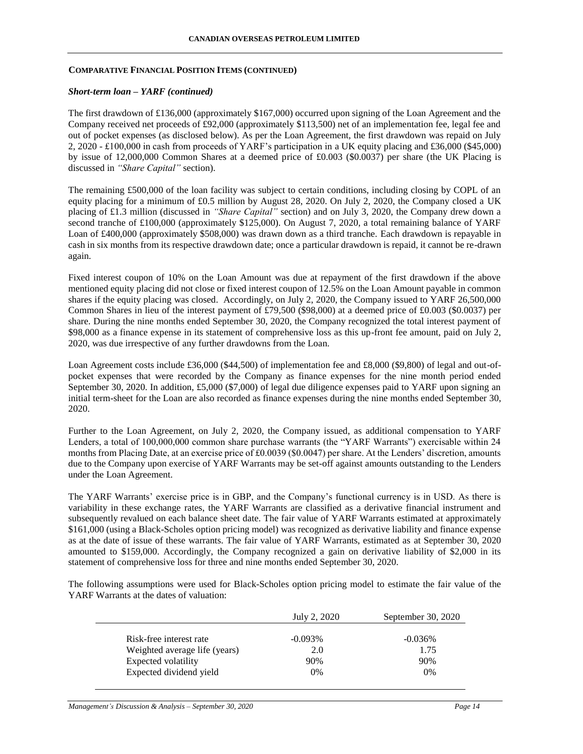**COMPARATIVE FINANCIAL POSITION ITEMS (CONTINUED)**

***Short-term loan – YARF (continued)***

The first drawdown of £136,000 (approximately \$167,000) occurred upon signing of the Loan Agreement and the Company received net proceeds of £92,000 (approximately \$113,500) net of an implementation fee, legal fee and out of pocket expenses (as disclosed below). As per the Loan Agreement, the first drawdown was repaid on July 2, 2020 - £100,000 in cash from proceeds of YARF's participation in a UK equity placing and £36,000 (\$45,000) by issue of 12,000,000 Common Shares at a deemed price of £0.003 (\$0.0037) per share (the UK Placing is discussed in *"Share Capital"* section).

The remaining £500,000 of the loan facility was subject to certain conditions, including closing by COPL of an equity placing for a minimum of £0.5 million by August 28, 2020. On July 2, 2020, the Company closed a UK placing of £1.3 million (discussed in *"Share Capital"* section) and on July 3, 2020, the Company drew down a second tranche of £100,000 (approximately \$125,000). On August 7, 2020, a total remaining balance of YARF Loan of £400,000 (approximately \$508,000) was drawn down as a third tranche. Each drawdown is repayable in cash in six months from its respective drawdown date; once a particular drawdown is repaid, it cannot be re-drawn again.

Fixed interest coupon of 10% on the Loan Amount was due at repayment of the first drawdown if the above mentioned equity placing did not close or fixed interest coupon of 12.5% on the Loan Amount payable in common shares if the equity placing was closed. Accordingly, on July 2, 2020, the Company issued to YARF 26,500,000 Common Shares in lieu of the interest payment of £79,500 (\$98,000) at a deemed price of £0.003 (\$0.0037) per share. During the nine months ended September 30, 2020, the Company recognized the total interest payment of \$98,000 as a finance expense in its statement of comprehensive loss as this up-front fee amount, paid on July 2, 2020, was due irrespective of any further drawdowns from the Loan.

Loan Agreement costs include £36,000 (\$44,500) of implementation fee and £8,000 (\$9,800) of legal and out-of-pocket expenses that were recorded by the Company as finance expenses for the nine month period ended September 30, 2020. In addition, £5,000 (\$7,000) of legal due diligence expenses paid to YARF upon signing an initial term-sheet for the Loan are also recorded as finance expenses during the nine months ended September 30, 2020.

Further to the Loan Agreement, on July 2, 2020, the Company issued, as additional compensation to YARF Lenders, a total of 100,000,000 common share purchase warrants (the "YARF Warrants") exercisable within 24 months from Placing Date, at an exercise price of £0.0039 (\$0.0047) per share. At the Lenders' discretion, amounts due to the Company upon exercise of YARF Warrants may be set-off against amounts outstanding to the Lenders under the Loan Agreement.

The YARF Warrants' exercise price is in GBP, and the Company's functional currency is in USD. As there is variability in these exchange rates, the YARF Warrants are classified as a derivative financial instrument and subsequently revalued on each balance sheet date. The fair value of YARF Warrants estimated at approximately \$161,000 (using a Black-Scholes option pricing model) was recognized as derivative liability and finance expense as at the date of issue of these warrants. The fair value of YARF Warrants, estimated as at September 30, 2020 amounted to \$159,000. Accordingly, the Company recognized a gain on derivative liability of \$2,000 in its statement of comprehensive loss for three and nine months ended September 30, 2020.

The following assumptions were used for Black-Scholes option pricing model to estimate the fair value of the YARF Warrants at the dates of valuation:

| | July 2, 2020 | September 30, 2020 |
|---|---|---|
| Risk-free interest rate | -0.093% | -0.036% |
| Weighted average life (years) | 2.0 | 1.75 |
| Expected volatility | 90% | 90% |
| Expected dividend yield | 0% | 0% |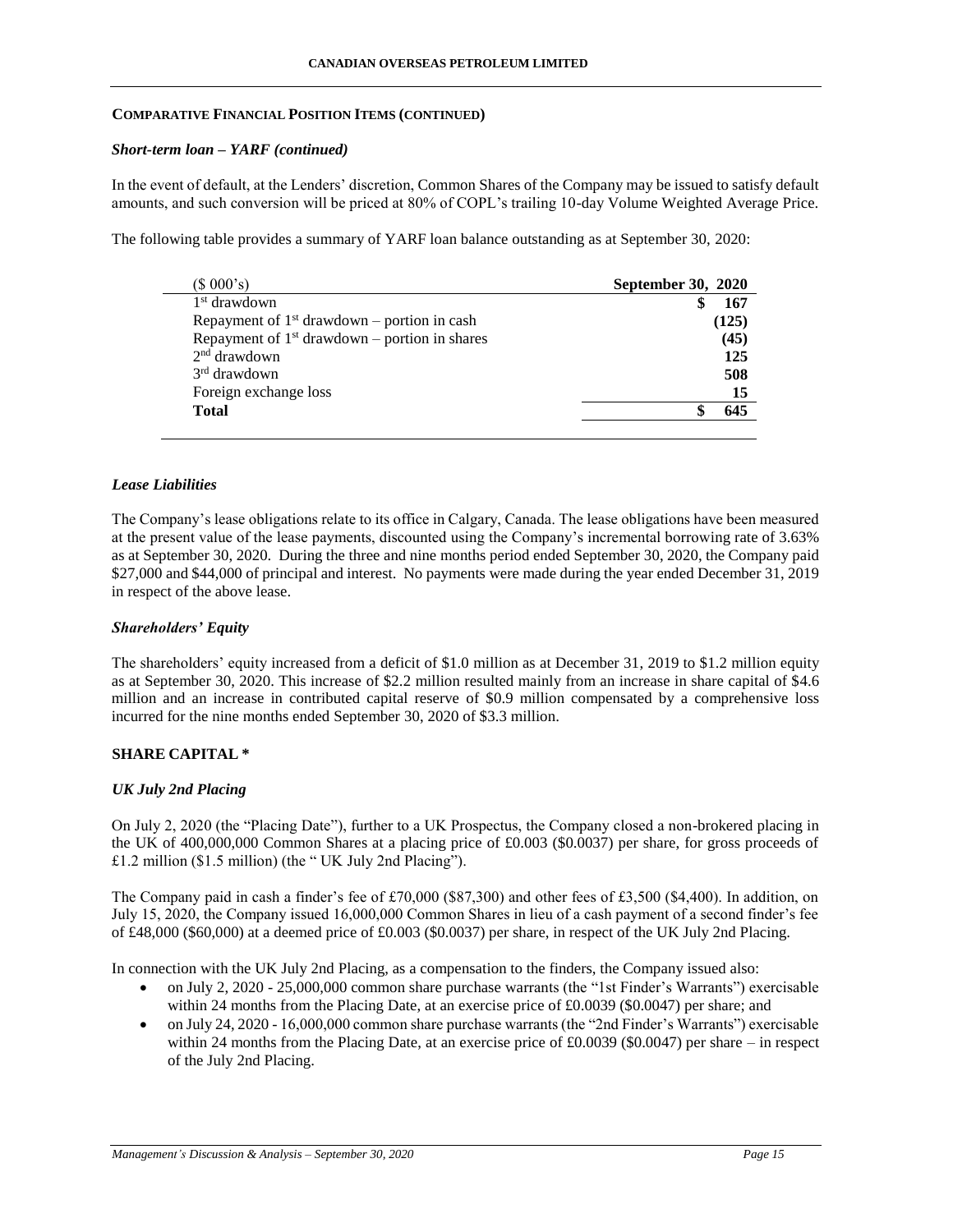### COMPARATIVE FINANCIAL POSITION ITEMS (CONTINUED)

#### *Short-term loan – YARF (continued)*

In the event of default, at the Lenders' discretion, Common Shares of the Company may be issued to satisfy default amounts, and such conversion will be priced at 80% of COPL's trailing 10-day Volume Weighted Average Price.

The following table provides a summary of YARF loan balance outstanding as at September 30, 2020:

| ($ 000's) | September 30, 2020 |
|---|---|
| 1st drawdown | $ 167 |
| Repayment of 1st drawdown – portion in cash | (125) |
| Repayment of 1st drawdown – portion in shares | (45) |
| 2nd drawdown | 125 |
| 3rd drawdown | 508 |
| Foreign exchange loss | 15 |
| **Total** | **$ 645** |

#### *Lease Liabilities*

The Company's lease obligations relate to its office in Calgary, Canada. The lease obligations have been measured at the present value of the lease payments, discounted using the Company's incremental borrowing rate of 3.63% as at September 30, 2020. During the three and nine months period ended September 30, 2020, the Company paid $27,000 and $44,000 of principal and interest. No payments were made during the year ended December 31, 2019 in respect of the above lease.

#### *Shareholders' Equity*

The shareholders' equity increased from a deficit of $1.0 million as at December 31, 2019 to $1.2 million equity as at September 30, 2020. This increase of $2.2 million resulted mainly from an increase in share capital of $4.6 million and an increase in contributed capital reserve of $0.9 million compensated by a comprehensive loss incurred for the nine months ended September 30, 2020 of $3.3 million.

### SHARE CAPITAL *

#### *UK July 2nd Placing*

On July 2, 2020 (the "Placing Date"), further to a UK Prospectus, the Company closed a non-brokered placing in the UK of 400,000,000 Common Shares at a placing price of £0.003 ($0.0037) per share, for gross proceeds of £1.2 million ($1.5 million) (the " UK July 2nd Placing").

The Company paid in cash a finder's fee of £70,000 ($87,300) and other fees of £3,500 ($4,400). In addition, on July 15, 2020, the Company issued 16,000,000 Common Shares in lieu of a cash payment of a second finder's fee of £48,000 ($60,000) at a deemed price of £0.003 ($0.0037) per share, in respect of the UK July 2nd Placing.

In connection with the UK July 2nd Placing, as a compensation to the finders, the Company issued also:

- on July 2, 2020 - 25,000,000 common share purchase warrants (the "1st Finder's Warrants") exercisable within 24 months from the Placing Date, at an exercise price of £0.0039 ($0.0047) per share; and
- on July 24, 2020 - 16,000,000 common share purchase warrants (the "2nd Finder's Warrants") exercisable within 24 months from the Placing Date, at an exercise price of £0.0039 ($0.0047) per share – in respect of the July 2nd Placing.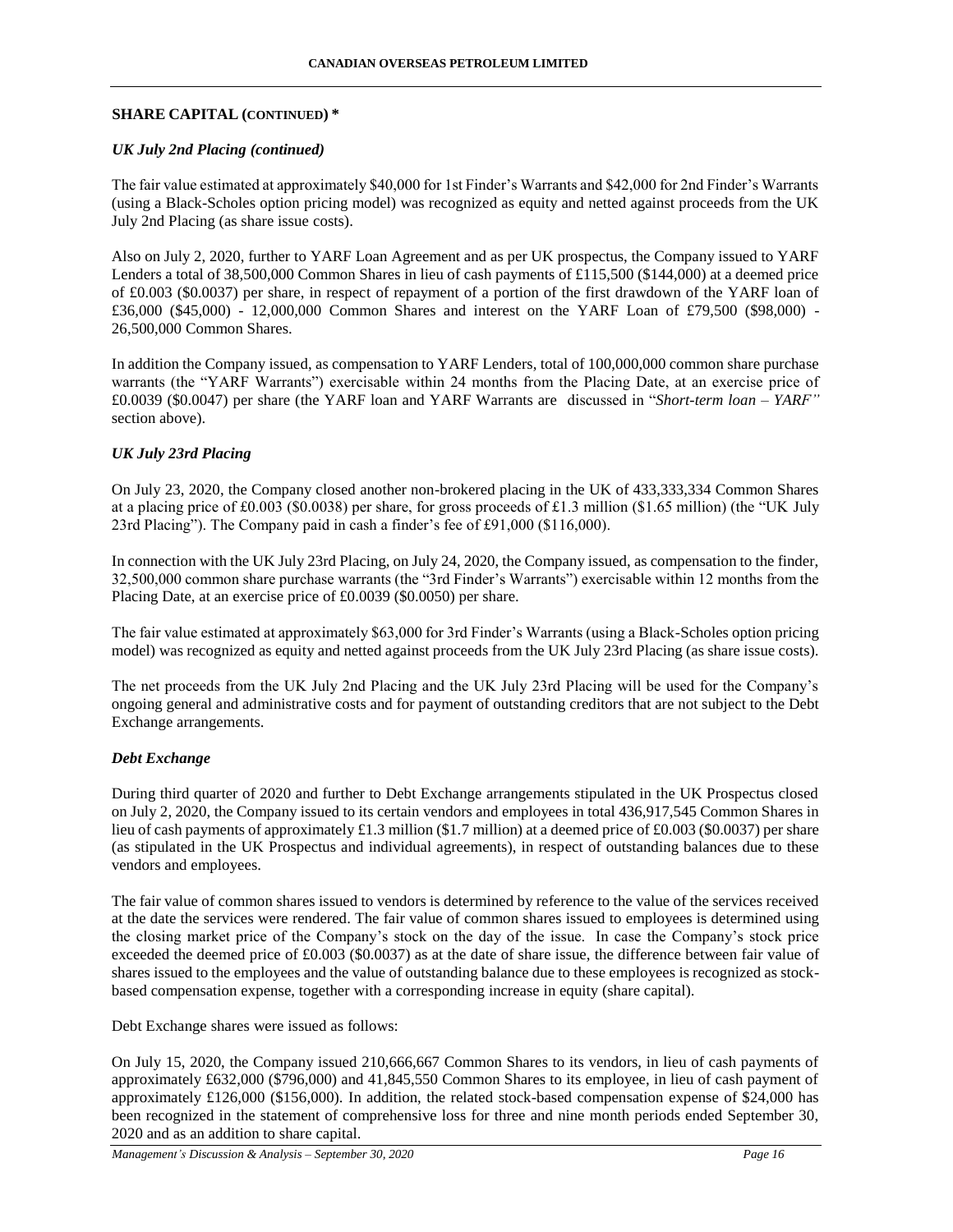## SHARE CAPITAL (CONTINUED) *

### *UK July 2nd Placing (continued)*

The fair value estimated at approximately $40,000 for 1st Finder's Warrants and $42,000 for 2nd Finder's Warrants (using a Black-Scholes option pricing model) was recognized as equity and netted against proceeds from the UK July 2nd Placing (as share issue costs).

Also on July 2, 2020, further to YARF Loan Agreement and as per UK prospectus, the Company issued to YARF Lenders a total of 38,500,000 Common Shares in lieu of cash payments of £115,500 ($144,000) at a deemed price of £0.003 ($0.0037) per share, in respect of repayment of a portion of the first drawdown of the YARF loan of £36,000 ($45,000) - 12,000,000 Common Shares and interest on the YARF Loan of £79,500 ($98,000) - 26,500,000 Common Shares.

In addition the Company issued, as compensation to YARF Lenders, total of 100,000,000 common share purchase warrants (the "YARF Warrants") exercisable within 24 months from the Placing Date, at an exercise price of £0.0039 ($0.0047) per share (the YARF loan and YARF Warrants are discussed in "*Short-term loan – YARF"* section above).

### *UK July 23rd Placing*

On July 23, 2020, the Company closed another non-brokered placing in the UK of 433,333,334 Common Shares at a placing price of £0.003 ($0.0038) per share, for gross proceeds of £1.3 million ($1.65 million) (the "UK July 23rd Placing"). The Company paid in cash a finder's fee of £91,000 ($116,000).

In connection with the UK July 23rd Placing, on July 24, 2020, the Company issued, as compensation to the finder, 32,500,000 common share purchase warrants (the "3rd Finder's Warrants") exercisable within 12 months from the Placing Date, at an exercise price of £0.0039 ($0.0050) per share.

The fair value estimated at approximately $63,000 for 3rd Finder's Warrants (using a Black-Scholes option pricing model) was recognized as equity and netted against proceeds from the UK July 23rd Placing (as share issue costs).

The net proceeds from the UK July 2nd Placing and the UK July 23rd Placing will be used for the Company's ongoing general and administrative costs and for payment of outstanding creditors that are not subject to the Debt Exchange arrangements.

### *Debt Exchange*

During third quarter of 2020 and further to Debt Exchange arrangements stipulated in the UK Prospectus closed on July 2, 2020, the Company issued to its certain vendors and employees in total 436,917,545 Common Shares in lieu of cash payments of approximately £1.3 million ($1.7 million) at a deemed price of £0.003 ($0.0037) per share (as stipulated in the UK Prospectus and individual agreements), in respect of outstanding balances due to these vendors and employees.

The fair value of common shares issued to vendors is determined by reference to the value of the services received at the date the services were rendered. The fair value of common shares issued to employees is determined using the closing market price of the Company's stock on the day of the issue. In case the Company's stock price exceeded the deemed price of £0.003 ($0.0037) as at the date of share issue, the difference between fair value of shares issued to the employees and the value of outstanding balance due to these employees is recognized as stock-based compensation expense, together with a corresponding increase in equity (share capital).

Debt Exchange shares were issued as follows:

On July 15, 2020, the Company issued 210,666,667 Common Shares to its vendors, in lieu of cash payments of approximately £632,000 ($796,000) and 41,845,550 Common Shares to its employee, in lieu of cash payment of approximately £126,000 ($156,000). In addition, the related stock-based compensation expense of $24,000 has been recognized in the statement of comprehensive loss for three and nine month periods ended September 30, 2020 and as an addition to share capital.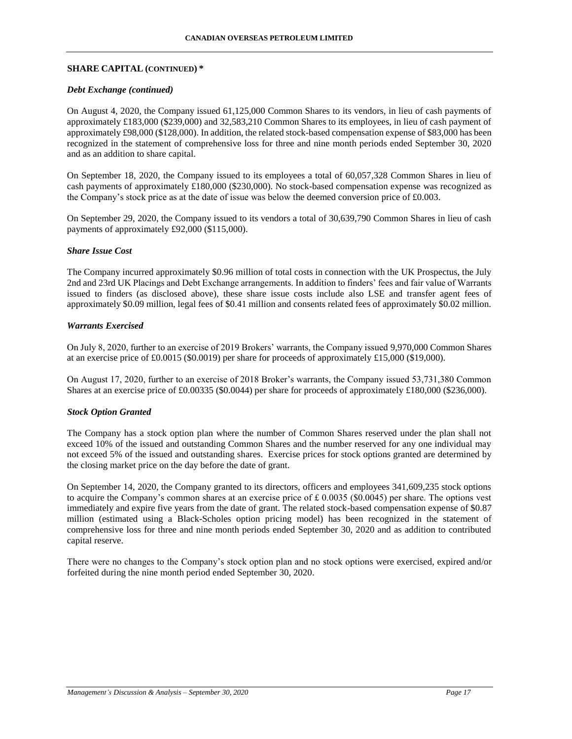## SHARE CAPITAL (CONTINUED) *

### *Debt Exchange (continued)*

On August 4, 2020, the Company issued 61,125,000 Common Shares to its vendors, in lieu of cash payments of approximately £183,000 ($239,000) and 32,583,210 Common Shares to its employees, in lieu of cash payment of approximately £98,000 ($128,000). In addition, the related stock-based compensation expense of $83,000 has been recognized in the statement of comprehensive loss for three and nine month periods ended September 30, 2020 and as an addition to share capital.

On September 18, 2020, the Company issued to its employees a total of 60,057,328 Common Shares in lieu of cash payments of approximately £180,000 ($230,000). No stock-based compensation expense was recognized as the Company's stock price as at the date of issue was below the deemed conversion price of £0.003.

On September 29, 2020, the Company issued to its vendors a total of 30,639,790 Common Shares in lieu of cash payments of approximately £92,000 ($115,000).

### *Share Issue Cost*

The Company incurred approximately $0.96 million of total costs in connection with the UK Prospectus, the July 2nd and 23rd UK Placings and Debt Exchange arrangements. In addition to finders' fees and fair value of Warrants issued to finders (as disclosed above), these share issue costs include also LSE and transfer agent fees of approximately $0.09 million, legal fees of $0.41 million and consents related fees of approximately $0.02 million.

### *Warrants Exercised*

On July 8, 2020, further to an exercise of 2019 Brokers' warrants, the Company issued 9,970,000 Common Shares at an exercise price of £0.0015 ($0.0019) per share for proceeds of approximately £15,000 ($19,000).

On August 17, 2020, further to an exercise of 2018 Broker's warrants, the Company issued 53,731,380 Common Shares at an exercise price of £0.00335 ($0.0044) per share for proceeds of approximately £180,000 ($236,000).

### *Stock Option Granted*

The Company has a stock option plan where the number of Common Shares reserved under the plan shall not exceed 10% of the issued and outstanding Common Shares and the number reserved for any one individual may not exceed 5% of the issued and outstanding shares. Exercise prices for stock options granted are determined by the closing market price on the day before the date of grant.

On September 14, 2020, the Company granted to its directors, officers and employees 341,609,235 stock options to acquire the Company's common shares at an exercise price of £ 0.0035 ($0.0045) per share. The options vest immediately and expire five years from the date of grant. The related stock-based compensation expense of $0.87 million (estimated using a Black-Scholes option pricing model) has been recognized in the statement of comprehensive loss for three and nine month periods ended September 30, 2020 and as addition to contributed capital reserve.

There were no changes to the Company's stock option plan and no stock options were exercised, expired and/or forfeited during the nine month period ended September 30, 2020.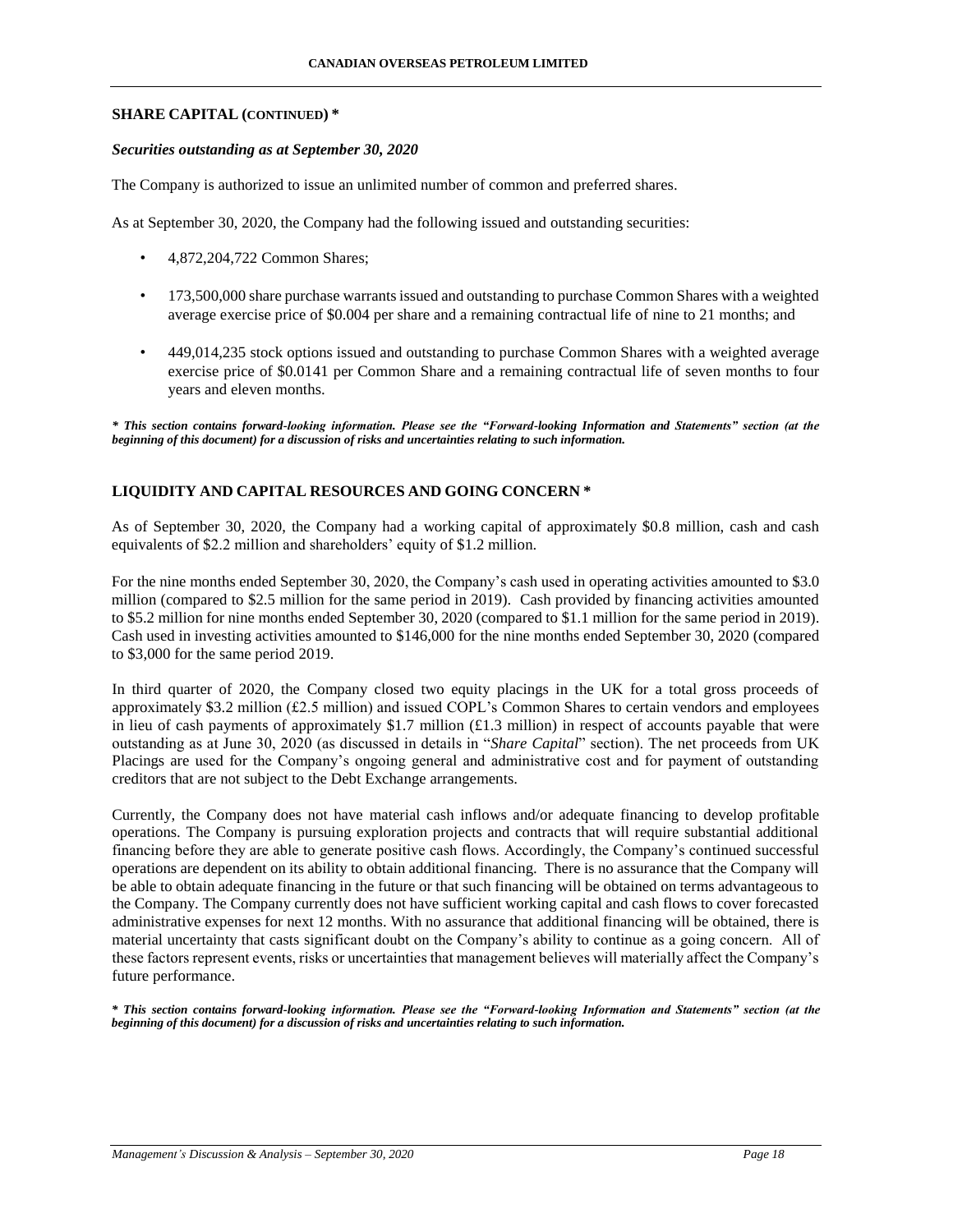## SHARE CAPITAL (CONTINUED) *

### *Securities outstanding as at September 30, 2020*

The Company is authorized to issue an unlimited number of common and preferred shares.

As at September 30, 2020, the Company had the following issued and outstanding securities:

- 4,872,204,722 Common Shares;
- 173,500,000 share purchase warrants issued and outstanding to purchase Common Shares with a weighted average exercise price of $0.004 per share and a remaining contractual life of nine to 21 months; and
- 449,014,235 stock options issued and outstanding to purchase Common Shares with a weighted average exercise price of $0.0141 per Common Share and a remaining contractual life of seven months to four years and eleven months.

***\* This section contains forward-looking information. Please see the "Forward-looking Information and Statements" section (at the beginning of this document) for a discussion of risks and uncertainties relating to such information.***

## LIQUIDITY AND CAPITAL RESOURCES AND GOING CONCERN *

As of September 30, 2020, the Company had a working capital of approximately $0.8 million, cash and cash equivalents of $2.2 million and shareholders' equity of $1.2 million.

For the nine months ended September 30, 2020, the Company's cash used in operating activities amounted to $3.0 million (compared to $2.5 million for the same period in 2019). Cash provided by financing activities amounted to $5.2 million for nine months ended September 30, 2020 (compared to $1.1 million for the same period in 2019). Cash used in investing activities amounted to $146,000 for the nine months ended September 30, 2020 (compared to $3,000 for the same period 2019.

In third quarter of 2020, the Company closed two equity placings in the UK for a total gross proceeds of approximately $3.2 million (£2.5 million) and issued COPL's Common Shares to certain vendors and employees in lieu of cash payments of approximately $1.7 million (£1.3 million) in respect of accounts payable that were outstanding as at June 30, 2020 (as discussed in details in "*Share Capital*" section). The net proceeds from UK Placings are used for the Company's ongoing general and administrative cost and for payment of outstanding creditors that are not subject to the Debt Exchange arrangements.

Currently, the Company does not have material cash inflows and/or adequate financing to develop profitable operations. The Company is pursuing exploration projects and contracts that will require substantial additional financing before they are able to generate positive cash flows. Accordingly, the Company's continued successful operations are dependent on its ability to obtain additional financing. There is no assurance that the Company will be able to obtain adequate financing in the future or that such financing will be obtained on terms advantageous to the Company. The Company currently does not have sufficient working capital and cash flows to cover forecasted administrative expenses for next 12 months. With no assurance that additional financing will be obtained, there is material uncertainty that casts significant doubt on the Company's ability to continue as a going concern. All of these factors represent events, risks or uncertainties that management believes will materially affect the Company's future performance.

***\* This section contains forward-looking information. Please see the "Forward-looking Information and Statements" section (at the beginning of this document) for a discussion of risks and uncertainties relating to such information.***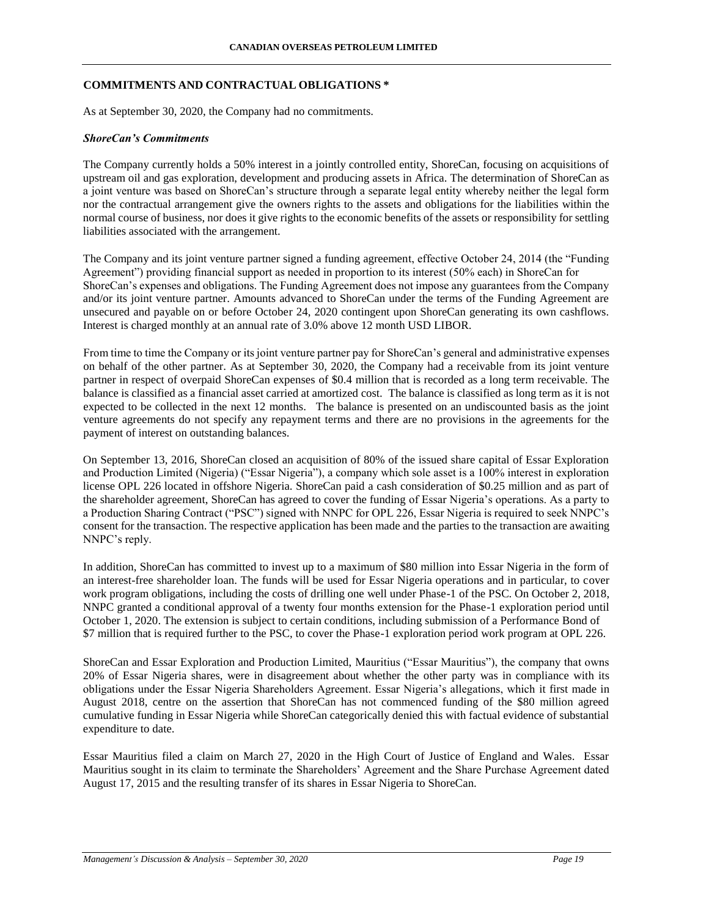## COMMITMENTS AND CONTRACTUAL OBLIGATIONS *

As at September 30, 2020, the Company had no commitments.

### *ShoreCan's Commitments*

The Company currently holds a 50% interest in a jointly controlled entity, ShoreCan, focusing on acquisitions of upstream oil and gas exploration, development and producing assets in Africa. The determination of ShoreCan as a joint venture was based on ShoreCan's structure through a separate legal entity whereby neither the legal form nor the contractual arrangement give the owners rights to the assets and obligations for the liabilities within the normal course of business, nor does it give rights to the economic benefits of the assets or responsibility for settling liabilities associated with the arrangement.

The Company and its joint venture partner signed a funding agreement, effective October 24, 2014 (the "Funding Agreement") providing financial support as needed in proportion to its interest (50% each) in ShoreCan for ShoreCan's expenses and obligations. The Funding Agreement does not impose any guarantees from the Company and/or its joint venture partner. Amounts advanced to ShoreCan under the terms of the Funding Agreement are unsecured and payable on or before October 24, 2020 contingent upon ShoreCan generating its own cashflows. Interest is charged monthly at an annual rate of 3.0% above 12 month USD LIBOR.

From time to time the Company or its joint venture partner pay for ShoreCan's general and administrative expenses on behalf of the other partner. As at September 30, 2020, the Company had a receivable from its joint venture partner in respect of overpaid ShoreCan expenses of $0.4 million that is recorded as a long term receivable. The balance is classified as a financial asset carried at amortized cost. The balance is classified as long term as it is not expected to be collected in the next 12 months. The balance is presented on an undiscounted basis as the joint venture agreements do not specify any repayment terms and there are no provisions in the agreements for the payment of interest on outstanding balances.

On September 13, 2016, ShoreCan closed an acquisition of 80% of the issued share capital of Essar Exploration and Production Limited (Nigeria) ("Essar Nigeria"), a company which sole asset is a 100% interest in exploration license OPL 226 located in offshore Nigeria. ShoreCan paid a cash consideration of $0.25 million and as part of the shareholder agreement, ShoreCan has agreed to cover the funding of Essar Nigeria's operations. As a party to a Production Sharing Contract ("PSC") signed with NNPC for OPL 226, Essar Nigeria is required to seek NNPC's consent for the transaction. The respective application has been made and the parties to the transaction are awaiting NNPC's reply.

In addition, ShoreCan has committed to invest up to a maximum of $80 million into Essar Nigeria in the form of an interest-free shareholder loan. The funds will be used for Essar Nigeria operations and in particular, to cover work program obligations, including the costs of drilling one well under Phase-1 of the PSC. On October 2, 2018, NNPC granted a conditional approval of a twenty four months extension for the Phase-1 exploration period until October 1, 2020. The extension is subject to certain conditions, including submission of a Performance Bond of $7 million that is required further to the PSC, to cover the Phase-1 exploration period work program at OPL 226.

ShoreCan and Essar Exploration and Production Limited, Mauritius ("Essar Mauritius"), the company that owns 20% of Essar Nigeria shares, were in disagreement about whether the other party was in compliance with its obligations under the Essar Nigeria Shareholders Agreement. Essar Nigeria's allegations, which it first made in August 2018, centre on the assertion that ShoreCan has not commenced funding of the $80 million agreed cumulative funding in Essar Nigeria while ShoreCan categorically denied this with factual evidence of substantial expenditure to date.

Essar Mauritius filed a claim on March 27, 2020 in the High Court of Justice of England and Wales. Essar Mauritius sought in its claim to terminate the Shareholders' Agreement and the Share Purchase Agreement dated August 17, 2015 and the resulting transfer of its shares in Essar Nigeria to ShoreCan.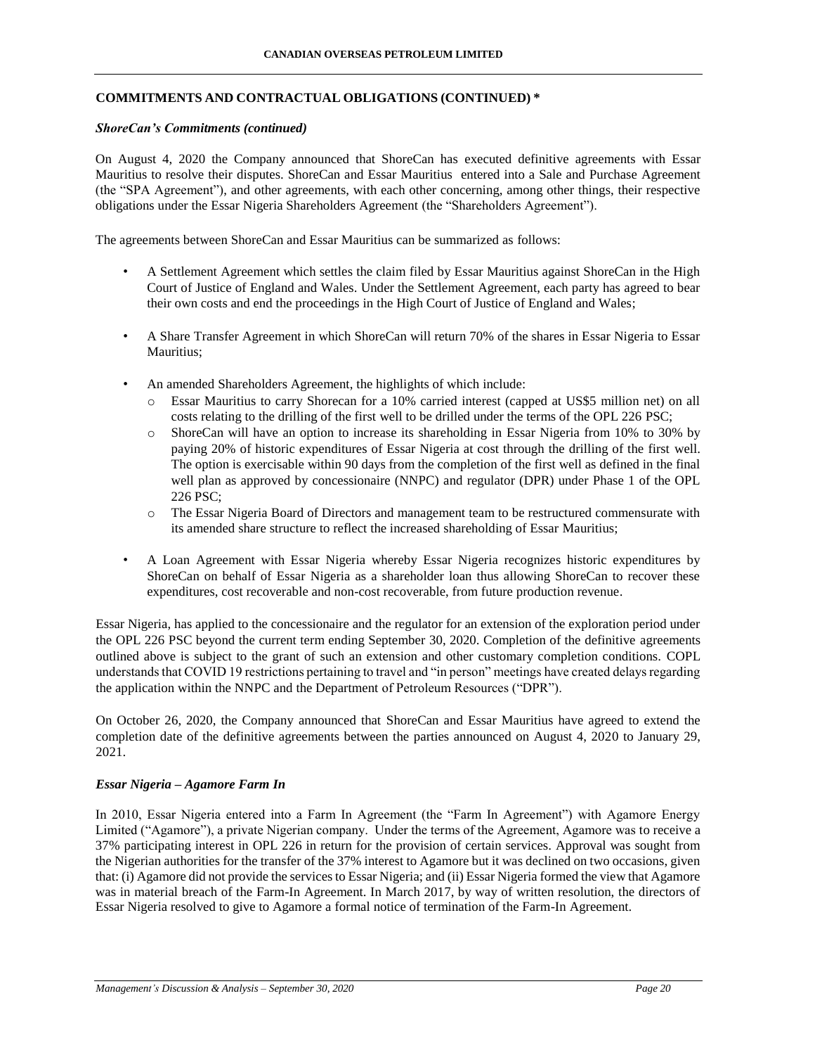## COMMITMENTS AND CONTRACTUAL OBLIGATIONS (CONTINUED) *

### *ShoreCan's Commitments (continued)*

On August 4, 2020 the Company announced that ShoreCan has executed definitive agreements with Essar Mauritius to resolve their disputes. ShoreCan and Essar Mauritius entered into a Sale and Purchase Agreement (the "SPA Agreement"), and other agreements, with each other concerning, among other things, their respective obligations under the Essar Nigeria Shareholders Agreement (the "Shareholders Agreement").

The agreements between ShoreCan and Essar Mauritius can be summarized as follows:

- A Settlement Agreement which settles the claim filed by Essar Mauritius against ShoreCan in the High Court of Justice of England and Wales. Under the Settlement Agreement, each party has agreed to bear their own costs and end the proceedings in the High Court of Justice of England and Wales;
- A Share Transfer Agreement in which ShoreCan will return 70% of the shares in Essar Nigeria to Essar Mauritius;
- An amended Shareholders Agreement, the highlights of which include:
  - Essar Mauritius to carry Shorecan for a 10% carried interest (capped at US$5 million net) on all costs relating to the drilling of the first well to be drilled under the terms of the OPL 226 PSC;
  - ShoreCan will have an option to increase its shareholding in Essar Nigeria from 10% to 30% by paying 20% of historic expenditures of Essar Nigeria at cost through the drilling of the first well. The option is exercisable within 90 days from the completion of the first well as defined in the final well plan as approved by concessionaire (NNPC) and regulator (DPR) under Phase 1 of the OPL 226 PSC;
  - The Essar Nigeria Board of Directors and management team to be restructured commensurate with its amended share structure to reflect the increased shareholding of Essar Mauritius;
- A Loan Agreement with Essar Nigeria whereby Essar Nigeria recognizes historic expenditures by ShoreCan on behalf of Essar Nigeria as a shareholder loan thus allowing ShoreCan to recover these expenditures, cost recoverable and non-cost recoverable, from future production revenue.

Essar Nigeria, has applied to the concessionaire and the regulator for an extension of the exploration period under the OPL 226 PSC beyond the current term ending September 30, 2020. Completion of the definitive agreements outlined above is subject to the grant of such an extension and other customary completion conditions. COPL understands that COVID 19 restrictions pertaining to travel and "in person" meetings have created delays regarding the application within the NNPC and the Department of Petroleum Resources ("DPR").

On October 26, 2020, the Company announced that ShoreCan and Essar Mauritius have agreed to extend the completion date of the definitive agreements between the parties announced on August 4, 2020 to January 29, 2021.

### *Essar Nigeria – Agamore Farm In*

In 2010, Essar Nigeria entered into a Farm In Agreement (the "Farm In Agreement") with Agamore Energy Limited ("Agamore"), a private Nigerian company. Under the terms of the Agreement, Agamore was to receive a 37% participating interest in OPL 226 in return for the provision of certain services. Approval was sought from the Nigerian authorities for the transfer of the 37% interest to Agamore but it was declined on two occasions, given that: (i) Agamore did not provide the services to Essar Nigeria; and (ii) Essar Nigeria formed the view that Agamore was in material breach of the Farm-In Agreement. In March 2017, by way of written resolution, the directors of Essar Nigeria resolved to give to Agamore a formal notice of termination of the Farm-In Agreement.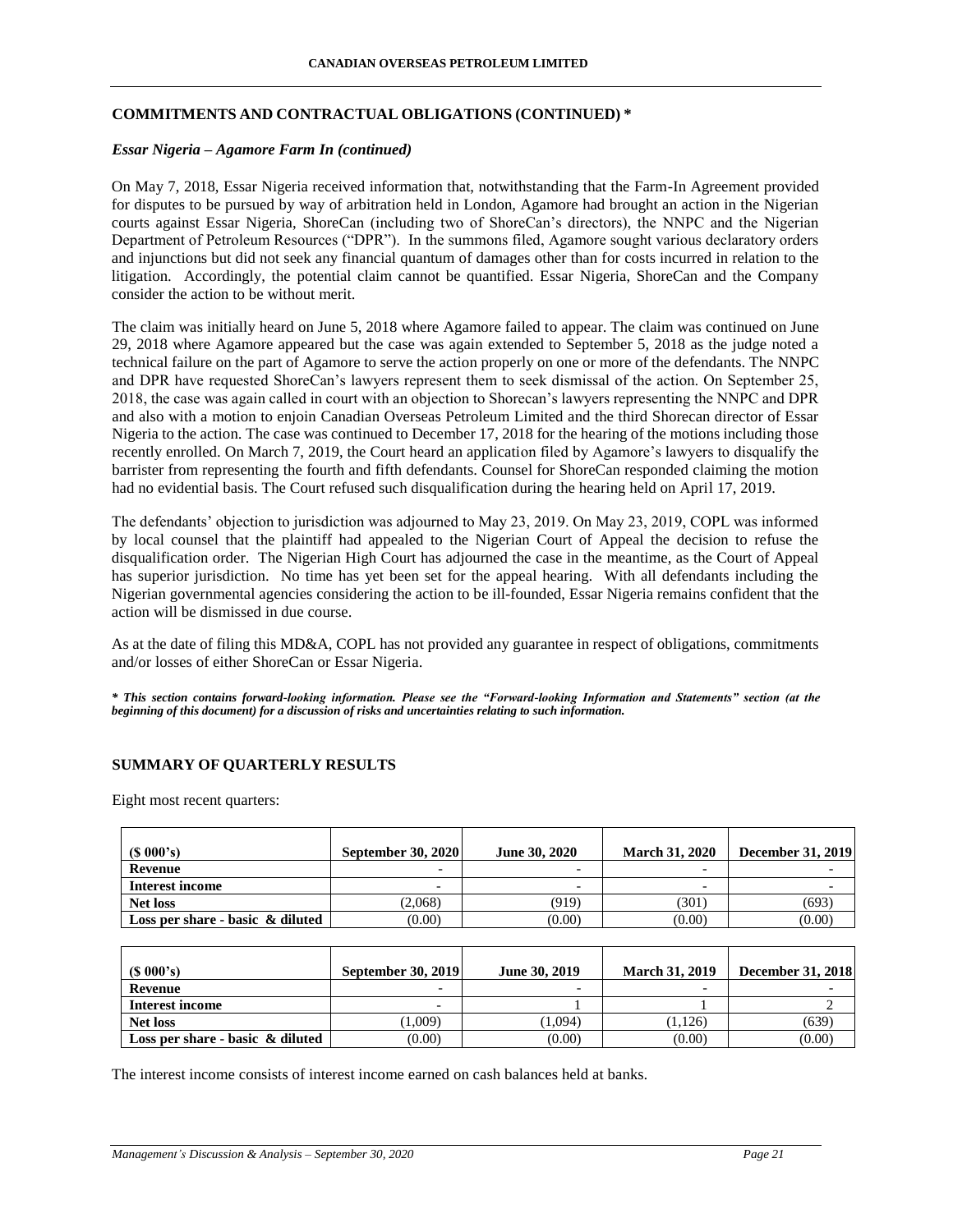## COMMITMENTS AND CONTRACTUAL OBLIGATIONS (CONTINUED) *

### *Essar Nigeria – Agamore Farm In (continued)*

On May 7, 2018, Essar Nigeria received information that, notwithstanding that the Farm-In Agreement provided for disputes to be pursued by way of arbitration held in London, Agamore had brought an action in the Nigerian courts against Essar Nigeria, ShoreCan (including two of ShoreCan's directors), the NNPC and the Nigerian Department of Petroleum Resources ("DPR"). In the summons filed, Agamore sought various declaratory orders and injunctions but did not seek any financial quantum of damages other than for costs incurred in relation to the litigation. Accordingly, the potential claim cannot be quantified. Essar Nigeria, ShoreCan and the Company consider the action to be without merit.

The claim was initially heard on June 5, 2018 where Agamore failed to appear. The claim was continued on June 29, 2018 where Agamore appeared but the case was again extended to September 5, 2018 as the judge noted a technical failure on the part of Agamore to serve the action properly on one or more of the defendants. The NNPC and DPR have requested ShoreCan's lawyers represent them to seek dismissal of the action. On September 25, 2018, the case was again called in court with an objection to Shorecan's lawyers representing the NNPC and DPR and also with a motion to enjoin Canadian Overseas Petroleum Limited and the third Shorecan director of Essar Nigeria to the action. The case was continued to December 17, 2018 for the hearing of the motions including those recently enrolled. On March 7, 2019, the Court heard an application filed by Agamore's lawyers to disqualify the barrister from representing the fourth and fifth defendants. Counsel for ShoreCan responded claiming the motion had no evidential basis. The Court refused such disqualification during the hearing held on April 17, 2019.

The defendants' objection to jurisdiction was adjourned to May 23, 2019. On May 23, 2019, COPL was informed by local counsel that the plaintiff had appealed to the Nigerian Court of Appeal the decision to refuse the disqualification order. The Nigerian High Court has adjourned the case in the meantime, as the Court of Appeal has superior jurisdiction. No time has yet been set for the appeal hearing. With all defendants including the Nigerian governmental agencies considering the action to be ill-founded, Essar Nigeria remains confident that the action will be dismissed in due course.

As at the date of filing this MD&A, COPL has not provided any guarantee in respect of obligations, commitments and/or losses of either ShoreCan or Essar Nigeria.

***\* This section contains forward-looking information. Please see the "Forward-looking Information and Statements" section (at the beginning of this document) for a discussion of risks and uncertainties relating to such information.***

## SUMMARY OF QUARTERLY RESULTS

Eight most recent quarters:

| ($ 000's) | September 30, 2020 | June 30, 2020 | March 31, 2020 | December 31, 2019 |
|---|---|---|---|---|
| **Revenue** | - | - | - | - |
| **Interest income** | - | - | - | - |
| **Net loss** | (2,068) | (919) | (301) | (693) |
| **Loss per share - basic & diluted** | (0.00) | (0.00) | (0.00) | (0.00) |

| ($ 000's) | September 30, 2019 | June 30, 2019 | March 31, 2019 | December 31, 2018 |
|---|---|---|---|---|
| **Revenue** | - | - | - | - |
| **Interest income** | - | 1 | 1 | 2 |
| **Net loss** | (1,009) | (1,094) | (1,126) | (639) |
| **Loss per share - basic & diluted** | (0.00) | (0.00) | (0.00) | (0.00) |

The interest income consists of interest income earned on cash balances held at banks.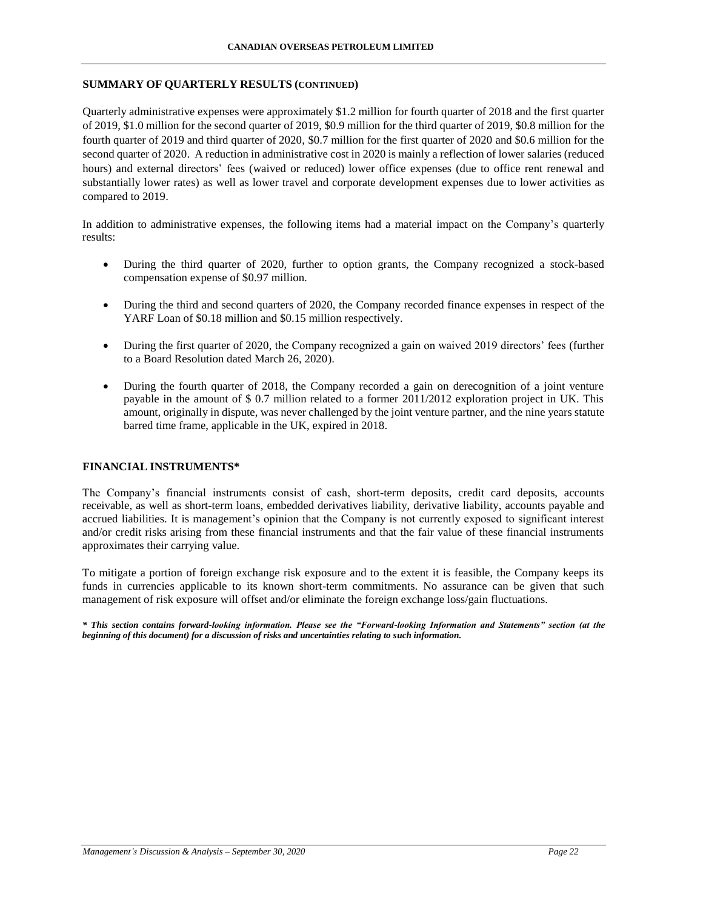## SUMMARY OF QUARTERLY RESULTS (CONTINUED)

Quarterly administrative expenses were approximately $1.2 million for fourth quarter of 2018 and the first quarter of 2019, $1.0 million for the second quarter of 2019, $0.9 million for the third quarter of 2019, $0.8 million for the fourth quarter of 2019 and third quarter of 2020, $0.7 million for the first quarter of 2020 and $0.6 million for the second quarter of 2020. A reduction in administrative cost in 2020 is mainly a reflection of lower salaries (reduced hours) and external directors' fees (waived or reduced) lower office expenses (due to office rent renewal and substantially lower rates) as well as lower travel and corporate development expenses due to lower activities as compared to 2019.

In addition to administrative expenses, the following items had a material impact on the Company's quarterly results:

- During the third quarter of 2020, further to option grants, the Company recognized a stock-based compensation expense of $0.97 million.
- During the third and second quarters of 2020, the Company recorded finance expenses in respect of the YARF Loan of $0.18 million and $0.15 million respectively.
- During the first quarter of 2020, the Company recognized a gain on waived 2019 directors' fees (further to a Board Resolution dated March 26, 2020).
- During the fourth quarter of 2018, the Company recorded a gain on derecognition of a joint venture payable in the amount of $ 0.7 million related to a former 2011/2012 exploration project in UK. This amount, originally in dispute, was never challenged by the joint venture partner, and the nine years statute barred time frame, applicable in the UK, expired in 2018.

## FINANCIAL INSTRUMENTS*

The Company's financial instruments consist of cash, short-term deposits, credit card deposits, accounts receivable, as well as short-term loans, embedded derivatives liability, derivative liability, accounts payable and accrued liabilities. It is management's opinion that the Company is not currently exposed to significant interest and/or credit risks arising from these financial instruments and that the fair value of these financial instruments approximates their carrying value.

To mitigate a portion of foreign exchange risk exposure and to the extent it is feasible, the Company keeps its funds in currencies applicable to its known short-term commitments. No assurance can be given that such management of risk exposure will offset and/or eliminate the foreign exchange loss/gain fluctuations.

***\* This section contains forward-looking information. Please see the "Forward-looking Information and Statements" section (at the beginning of this document) for a discussion of risks and uncertainties relating to such information.***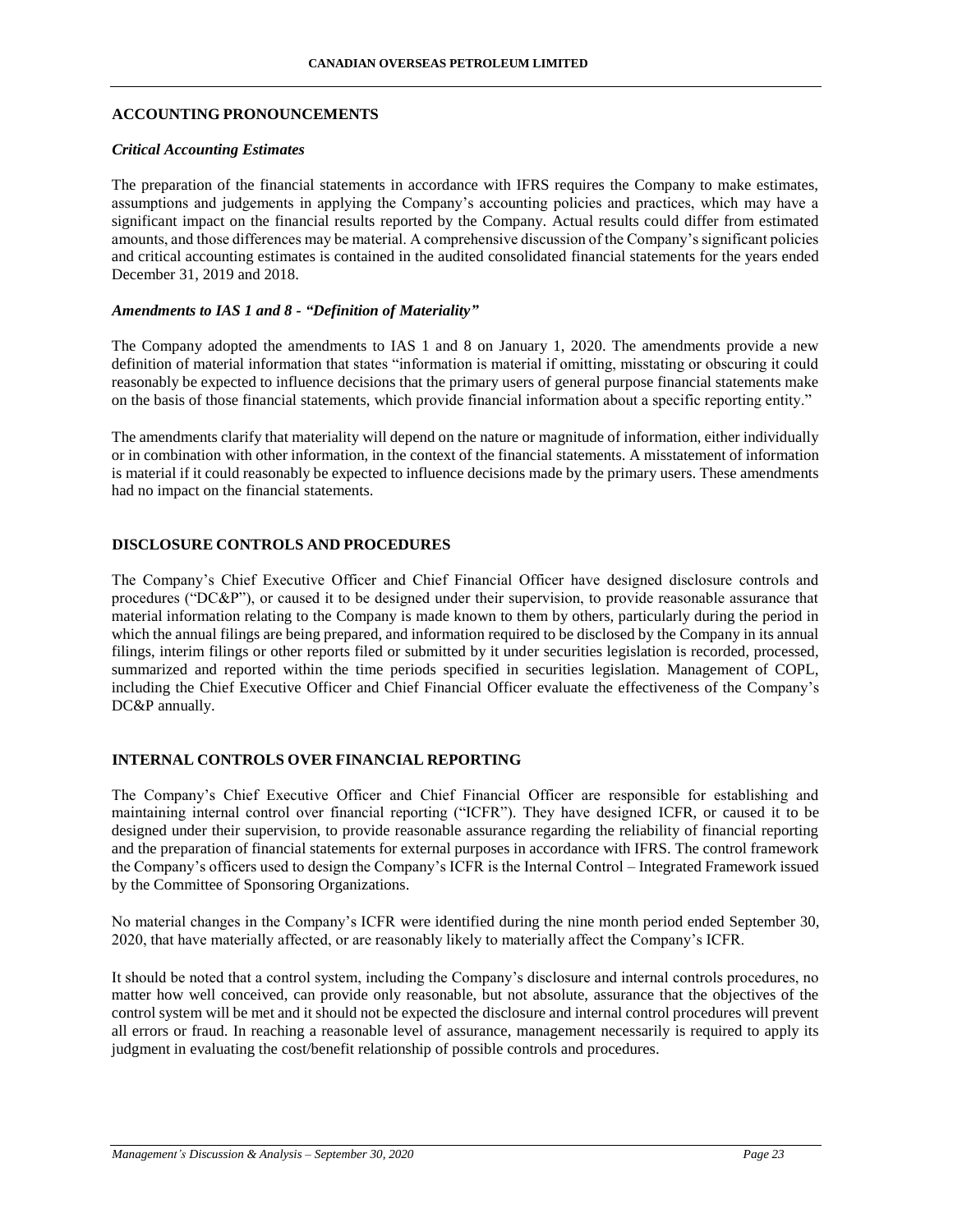## ACCOUNTING PRONOUNCEMENTS

### *Critical Accounting Estimates*

The preparation of the financial statements in accordance with IFRS requires the Company to make estimates, assumptions and judgements in applying the Company's accounting policies and practices, which may have a significant impact on the financial results reported by the Company. Actual results could differ from estimated amounts, and those differences may be material. A comprehensive discussion of the Company's significant policies and critical accounting estimates is contained in the audited consolidated financial statements for the years ended December 31, 2019 and 2018.

### *Amendments to IAS 1 and 8 - "Definition of Materiality"*

The Company adopted the amendments to IAS 1 and 8 on January 1, 2020. The amendments provide a new definition of material information that states "information is material if omitting, misstating or obscuring it could reasonably be expected to influence decisions that the primary users of general purpose financial statements make on the basis of those financial statements, which provide financial information about a specific reporting entity."

The amendments clarify that materiality will depend on the nature or magnitude of information, either individually or in combination with other information, in the context of the financial statements. A misstatement of information is material if it could reasonably be expected to influence decisions made by the primary users. These amendments had no impact on the financial statements.

## DISCLOSURE CONTROLS AND PROCEDURES

The Company's Chief Executive Officer and Chief Financial Officer have designed disclosure controls and procedures ("DC&P"), or caused it to be designed under their supervision, to provide reasonable assurance that material information relating to the Company is made known to them by others, particularly during the period in which the annual filings are being prepared, and information required to be disclosed by the Company in its annual filings, interim filings or other reports filed or submitted by it under securities legislation is recorded, processed, summarized and reported within the time periods specified in securities legislation. Management of COPL, including the Chief Executive Officer and Chief Financial Officer evaluate the effectiveness of the Company's DC&P annually.

## INTERNAL CONTROLS OVER FINANCIAL REPORTING

The Company's Chief Executive Officer and Chief Financial Officer are responsible for establishing and maintaining internal control over financial reporting ("ICFR"). They have designed ICFR, or caused it to be designed under their supervision, to provide reasonable assurance regarding the reliability of financial reporting and the preparation of financial statements for external purposes in accordance with IFRS. The control framework the Company's officers used to design the Company's ICFR is the Internal Control – Integrated Framework issued by the Committee of Sponsoring Organizations.

No material changes in the Company's ICFR were identified during the nine month period ended September 30, 2020, that have materially affected, or are reasonably likely to materially affect the Company's ICFR.

It should be noted that a control system, including the Company's disclosure and internal controls procedures, no matter how well conceived, can provide only reasonable, but not absolute, assurance that the objectives of the control system will be met and it should not be expected the disclosure and internal control procedures will prevent all errors or fraud. In reaching a reasonable level of assurance, management necessarily is required to apply its judgment in evaluating the cost/benefit relationship of possible controls and procedures.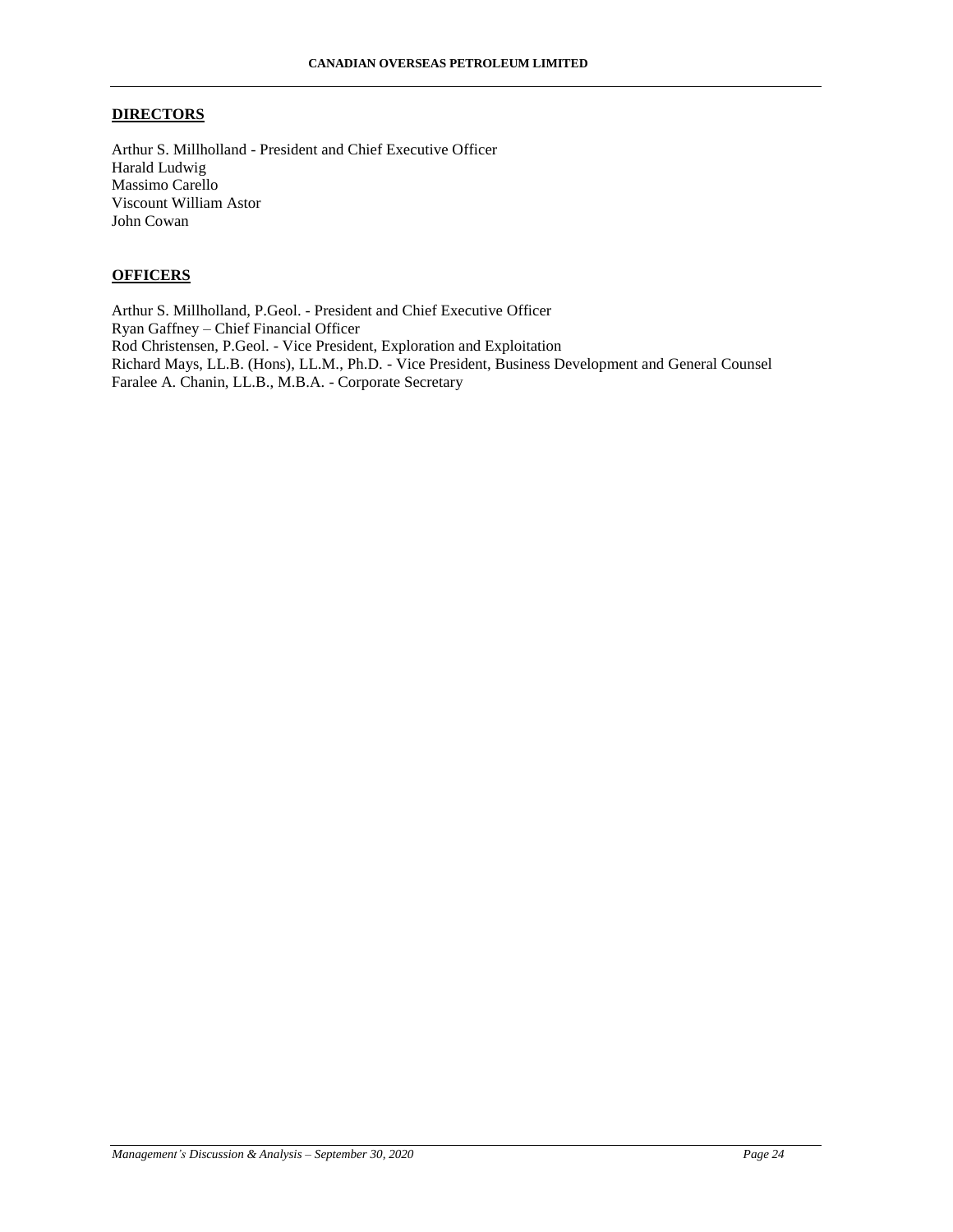## DIRECTORS

Arthur S. Millholland - President and Chief Executive Officer
Harald Ludwig
Massimo Carello
Viscount William Astor
John Cowan

## OFFICERS

Arthur S. Millholland, P.Geol. - President and Chief Executive Officer
Ryan Gaffney – Chief Financial Officer
Rod Christensen, P.Geol. - Vice President, Exploration and Exploitation
Richard Mays, LL.B. (Hons), LL.M., Ph.D. - Vice President, Business Development and General Counsel
Faralee A. Chanin, LL.B., M.B.A. - Corporate Secretary